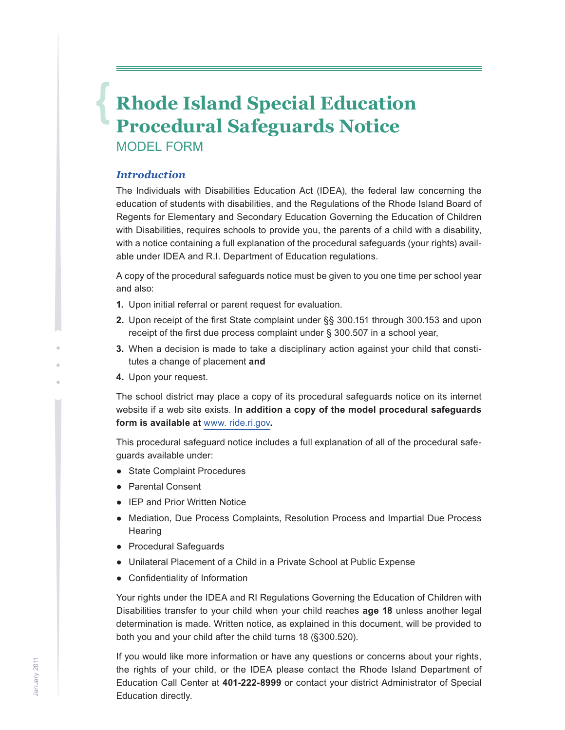# Rhode Island Special Education Procedural Safeguards Notice

MODEL FORM

### *Introduction*

The Individuals with Disabilities Education Act (IDEA), the federal law concerning the education of students with disabilities, and the Regulations of the Rhode Island Board of Regents for Elementary and Secondary Education Governing the Education of Children with Disabilities, requires schools to provide you, the parents of a child with a disability, with a notice containing a full explanation of the procedural safeguards (your rights) available under IDEA and R.I. Department of Education regulations.

A copy of the procedural safeguards notice must be given to you one time per school year and also:

1. Upon initial referral or parent request for evaluation.
2. Upon receipt of the first State complaint under §§ 300.151 through 300.153 and upon receipt of the first due process complaint under § 300.507 in a school year,
3. When a decision is made to take a disciplinary action against your child that constitutes a change of placement **and**
4. Upon your request.

The school district may place a copy of its procedural safeguards notice on its internet website if a web site exists. **In addition a copy of the model procedural safeguards form is available at** www. ride.ri.gov**.**

This procedural safeguard notice includes a full explanation of all of the procedural safeguards available under:

- State Complaint Procedures
- Parental Consent
- IEP and Prior Written Notice
- Mediation, Due Process Complaints, Resolution Process and Impartial Due Process Hearing
- Procedural Safeguards
- Unilateral Placement of a Child in a Private School at Public Expense
- Confidentiality of Information

Your rights under the IDEA and RI Regulations Governing the Education of Children with Disabilities transfer to your child when your child reaches **age 18** unless another legal determination is made. Written notice, as explained in this document, will be provided to both you and your child after the child turns 18 (§300.520).

If you would like more information or have any questions or concerns about your rights, the rights of your child, or the IDEA please contact the Rhode Island Department of Education Call Center at **401-222-8999** or contact your district Administrator of Special Education directly.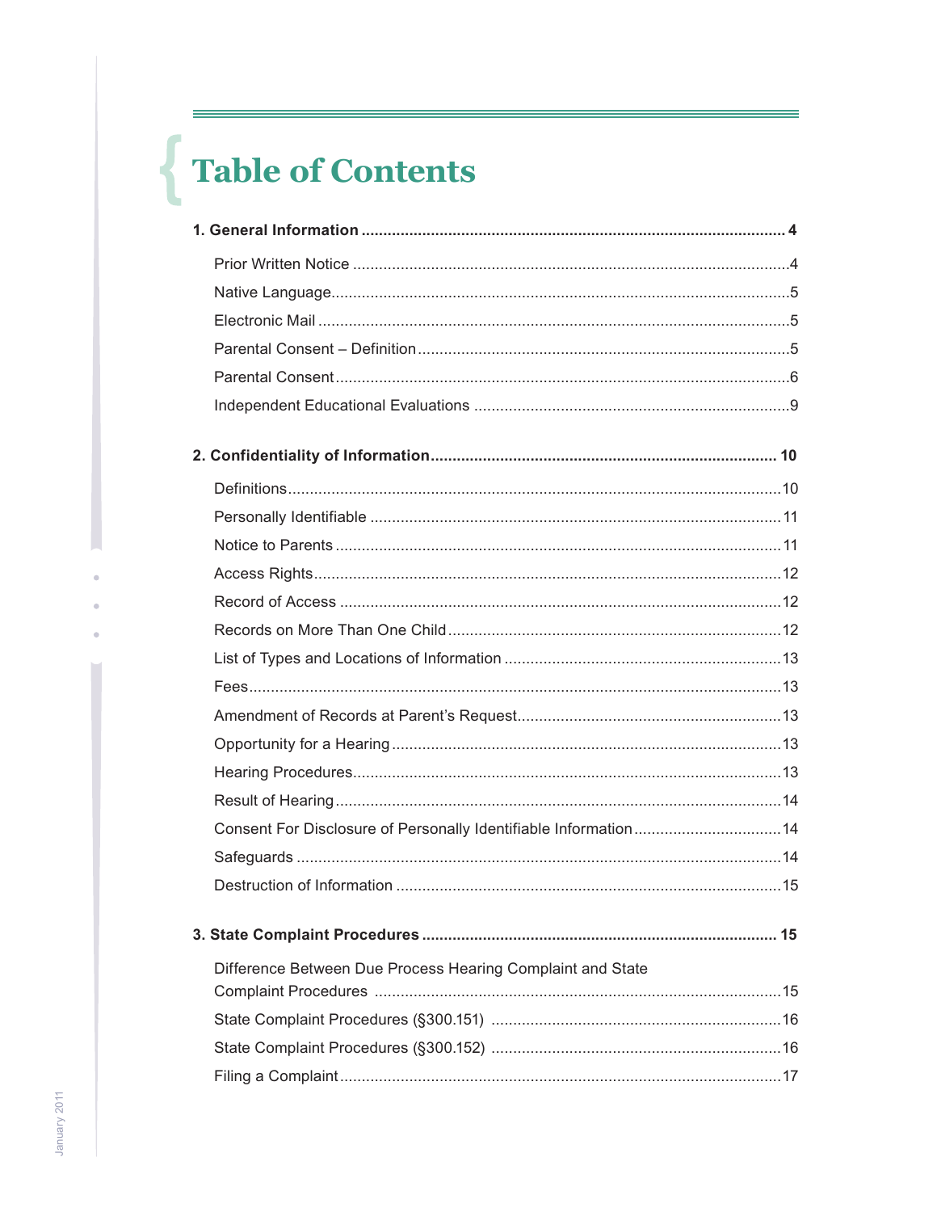# Table of Contents

**1. General Information ..................................................................... 4**

- Prior Written Notice ..................................................................... 4
- Native Language ..................................................................... 5
- Electronic Mail ..................................................................... 5
- Parental Consent – Definition ..................................................................... 5
- Parental Consent ..................................................................... 6
- Independent Educational Evaluations ..................................................................... 9

**2. Confidentiality of Information ..................................................................... 10**

- Definitions ..................................................................... 10
- Personally Identifiable ..................................................................... 11
- Notice to Parents ..................................................................... 11
- Access Rights ..................................................................... 12
- Record of Access ..................................................................... 12
- Records on More Than One Child ..................................................................... 12
- List of Types and Locations of Information ..................................................................... 13
- Fees ..................................................................... 13
- Amendment of Records at Parent's Request ..................................................................... 13
- Opportunity for a Hearing ..................................................................... 13
- Hearing Procedures ..................................................................... 13
- Result of Hearing ..................................................................... 14
- Consent For Disclosure of Personally Identifiable Information ..................................................................... 14
- Safeguards ..................................................................... 14
- Destruction of Information ..................................................................... 15

**3. State Complaint Procedures ..................................................................... 15**

- Difference Between Due Process Hearing Complaint and State Complaint Procedures ..................................................................... 15
- State Complaint Procedures (§300.151) ..................................................................... 16
- State Complaint Procedures (§300.152) ..................................................................... 16
- Filing a Complaint ..................................................................... 17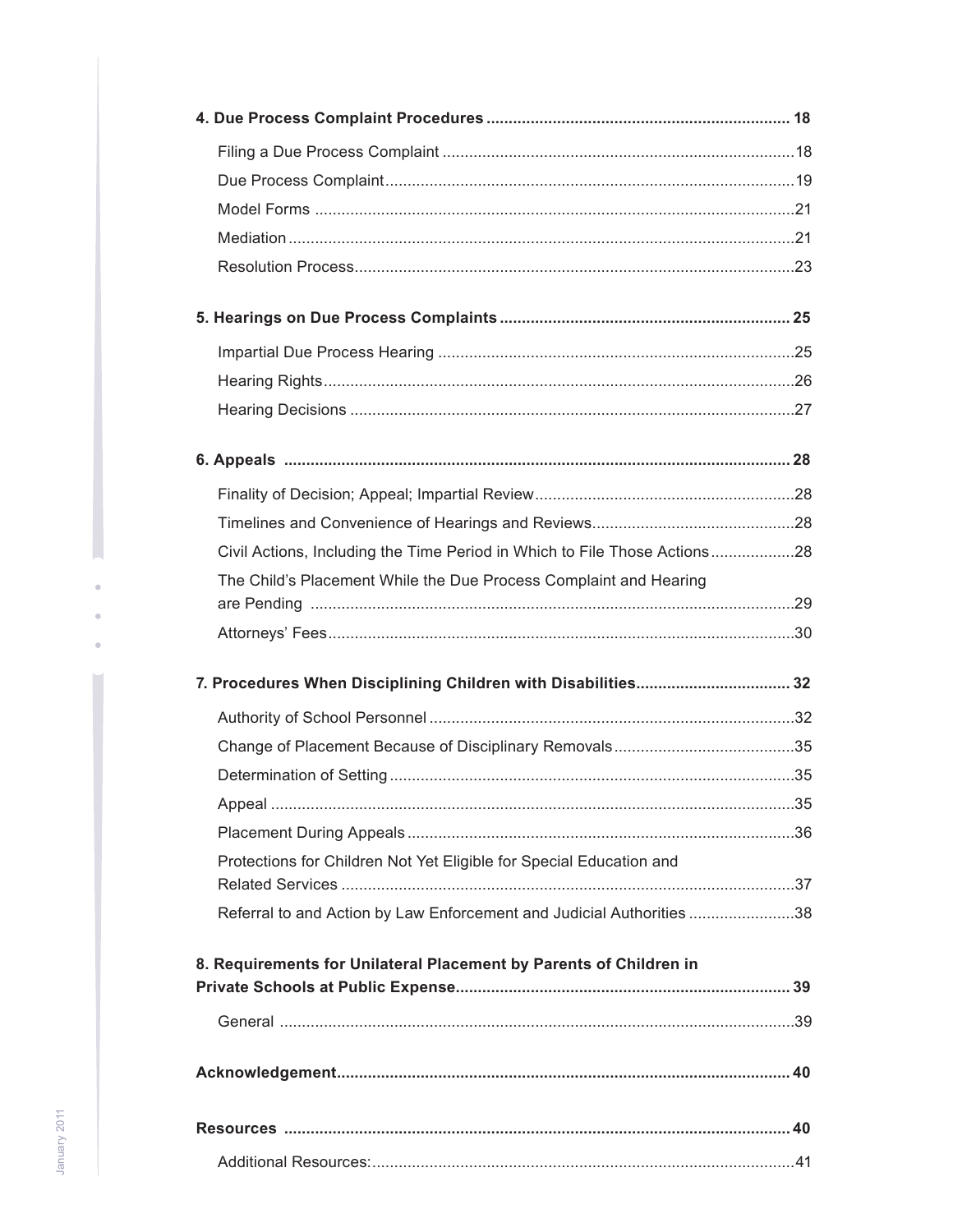**4. Due Process Complaint Procedures** .................................................................... 18

- Filing a Due Process Complaint ............................................................................. 18
- Due Process Complaint ........................................................................................... 19
- Model Forms .......................................................................................................... 21
- Mediation ............................................................................................................... 21
- Resolution Process ................................................................................................. 23

**5. Hearings on Due Process Complaints** ................................................................. 25

- Impartial Due Process Hearing ............................................................................... 25
- Hearing Rights ........................................................................................................ 26
- Hearing Decisions .................................................................................................. 27

**6. Appeals** .................................................................................................................. 28

- Finality of Decision; Appeal; Impartial Review ........................................................ 28
- Timelines and Convenience of Hearings and Reviews ............................................. 28
- Civil Actions, Including the Time Period in Which to File Those Actions ................... 28
- The Child's Placement While the Due Process Complaint and Hearing are Pending ............................................................................................................ 29
- Attorneys' Fees ....................................................................................................... 30

**7. Procedures When Disciplining Children with Disabilities** .................................. 32

- Authority of School Personnel ................................................................................. 32
- Change of Placement Because of Disciplinary Removals ......................................... 35
- Determination of Setting ......................................................................................... 35
- Appeal .................................................................................................................... 35
- Placement During Appeals ...................................................................................... 36
- Protections for Children Not Yet Eligible for Special Education and Related Services ..................................................................................................... 37
- Referral to and Action by Law Enforcement and Judicial Authorities ....................... 38

**8. Requirements for Unilateral Placement by Parents of Children in Private Schools at Public Expense** .......................................................................... 39

- General ................................................................................................................... 39

**Acknowledgement** .................................................................................................... 40

**Resources** ................................................................................................................. 40

- Additional Resources: .............................................................................................. 41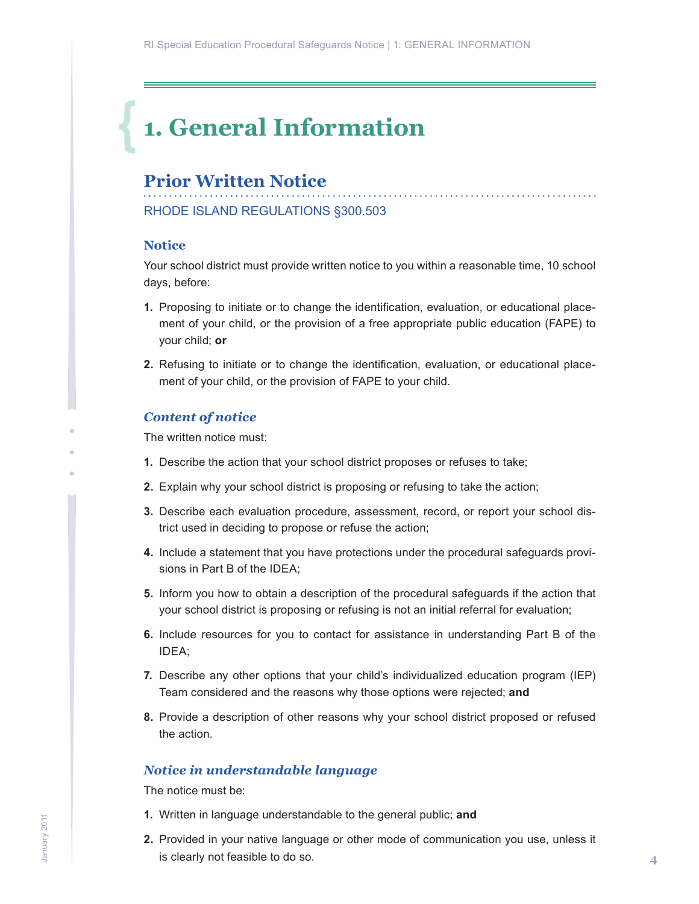# 1. General Information

## Prior Written Notice

RHODE ISLAND REGULATIONS §300.503

### Notice

Your school district must provide written notice to you within a reasonable time, 10 school days, before:

1. Proposing to initiate or to change the identification, evaluation, or educational placement of your child, or the provision of a free appropriate public education (FAPE) to your child; **or**

2. Refusing to initiate or to change the identification, evaluation, or educational placement of your child, or the provision of FAPE to your child.

### *Content of notice*

The written notice must:

1. Describe the action that your school district proposes or refuses to take;

2. Explain why your school district is proposing or refusing to take the action;

3. Describe each evaluation procedure, assessment, record, or report your school district used in deciding to propose or refuse the action;

4. Include a statement that you have protections under the procedural safeguards provisions in Part B of the IDEA;

5. Inform you how to obtain a description of the procedural safeguards if the action that your school district is proposing or refusing is not an initial referral for evaluation;

6. Include resources for you to contact for assistance in understanding Part B of the IDEA;

7. Describe any other options that your child's individualized education program (IEP) Team considered and the reasons why those options were rejected; **and**

8. Provide a description of other reasons why your school district proposed or refused the action.

### *Notice in understandable language*

The notice must be:

1. Written in language understandable to the general public; **and**

2. Provided in your native language or other mode of communication you use, unless it is clearly not feasible to do so.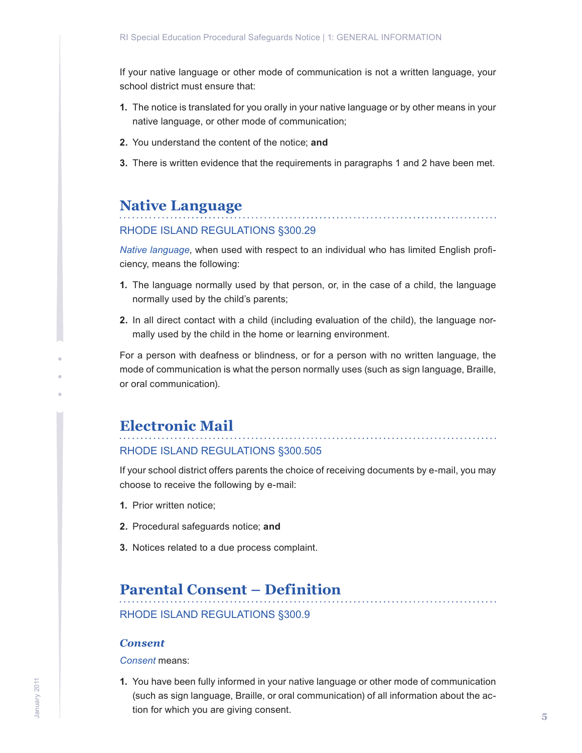If your native language or other mode of communication is not a written language, your school district must ensure that:

1. The notice is translated for you orally in your native language or by other means in your native language, or other mode of communication;
2. You understand the content of the notice; **and**
3. There is written evidence that the requirements in paragraphs 1 and 2 have been met.

## Native Language

RHODE ISLAND REGULATIONS §300.29

*Native language*, when used with respect to an individual who has limited English proficiency, means the following:

1. The language normally used by that person, or, in the case of a child, the language normally used by the child's parents;
2. In all direct contact with a child (including evaluation of the child), the language normally used by the child in the home or learning environment.

For a person with deafness or blindness, or for a person with no written language, the mode of communication is what the person normally uses (such as sign language, Braille, or oral communication).

## Electronic Mail

RHODE ISLAND REGULATIONS §300.505

If your school district offers parents the choice of receiving documents by e-mail, you may choose to receive the following by e-mail:

1. Prior written notice;
2. Procedural safeguards notice; **and**
3. Notices related to a due process complaint.

## Parental Consent – Definition

RHODE ISLAND REGULATIONS §300.9

### *Consent*

*Consent* means:

1. You have been fully informed in your native language or other mode of communication (such as sign language, Braille, or oral communication) of all information about the action for which you are giving consent.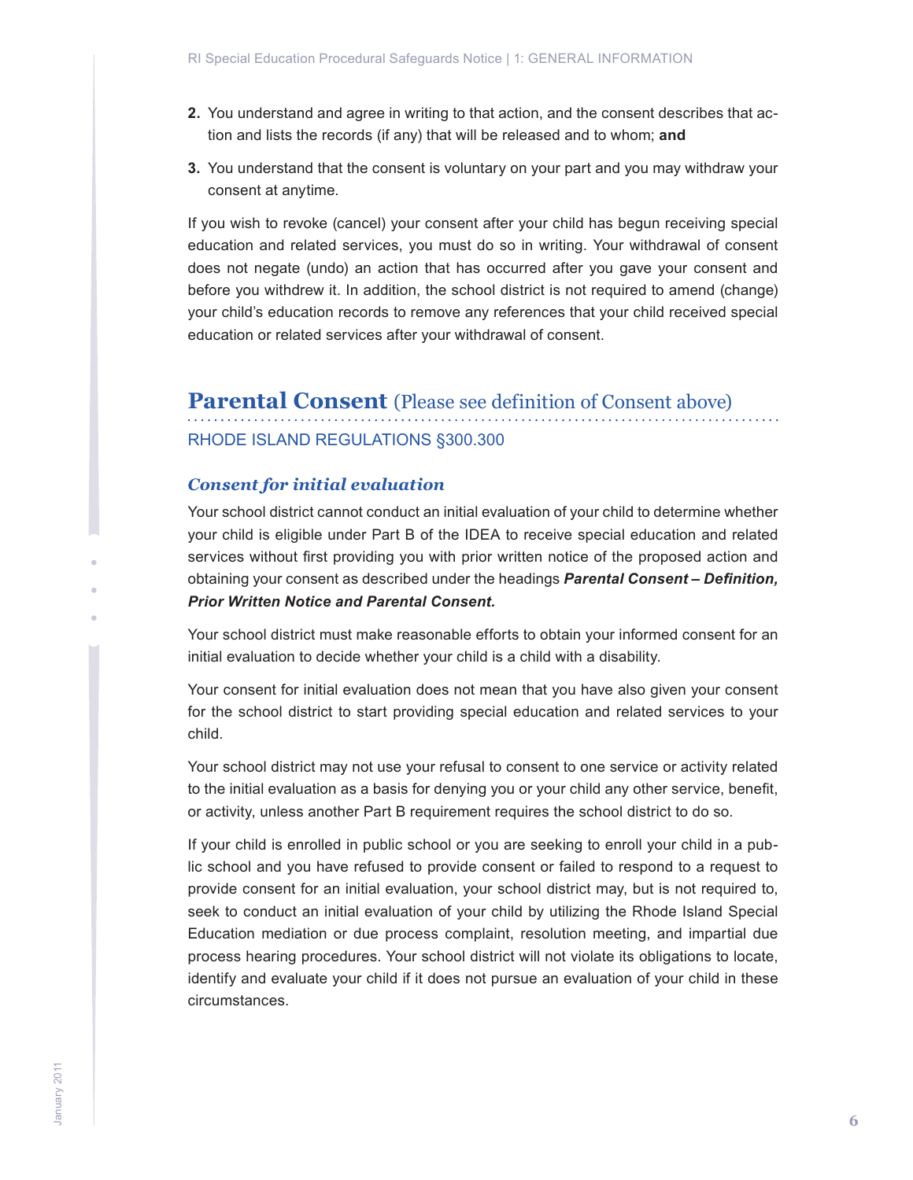2. You understand and agree in writing to that action, and the consent describes that action and lists the records (if any) that will be released and to whom; **and**

3. You understand that the consent is voluntary on your part and you may withdraw your consent at anytime.

If you wish to revoke (cancel) your consent after your child has begun receiving special education and related services, you must do so in writing. Your withdrawal of consent does not negate (undo) an action that has occurred after you gave your consent and before you withdrew it. In addition, the school district is not required to amend (change) your child's education records to remove any references that your child received special education or related services after your withdrawal of consent.

## Parental Consent (Please see definition of Consent above)

RHODE ISLAND REGULATIONS §300.300

### *Consent for initial evaluation*

Your school district cannot conduct an initial evaluation of your child to determine whether your child is eligible under Part B of the IDEA to receive special education and related services without first providing you with prior written notice of the proposed action and obtaining your consent as described under the headings ***Parental Consent – Definition, Prior Written Notice and Parental Consent.***

Your school district must make reasonable efforts to obtain your informed consent for an initial evaluation to decide whether your child is a child with a disability.

Your consent for initial evaluation does not mean that you have also given your consent for the school district to start providing special education and related services to your child.

Your school district may not use your refusal to consent to one service or activity related to the initial evaluation as a basis for denying you or your child any other service, benefit, or activity, unless another Part B requirement requires the school district to do so.

If your child is enrolled in public school or you are seeking to enroll your child in a public school and you have refused to provide consent or failed to respond to a request to provide consent for an initial evaluation, your school district may, but is not required to, seek to conduct an initial evaluation of your child by utilizing the Rhode Island Special Education mediation or due process complaint, resolution meeting, and impartial due process hearing procedures. Your school district will not violate its obligations to locate, identify and evaluate your child if it does not pursue an evaluation of your child in these circumstances.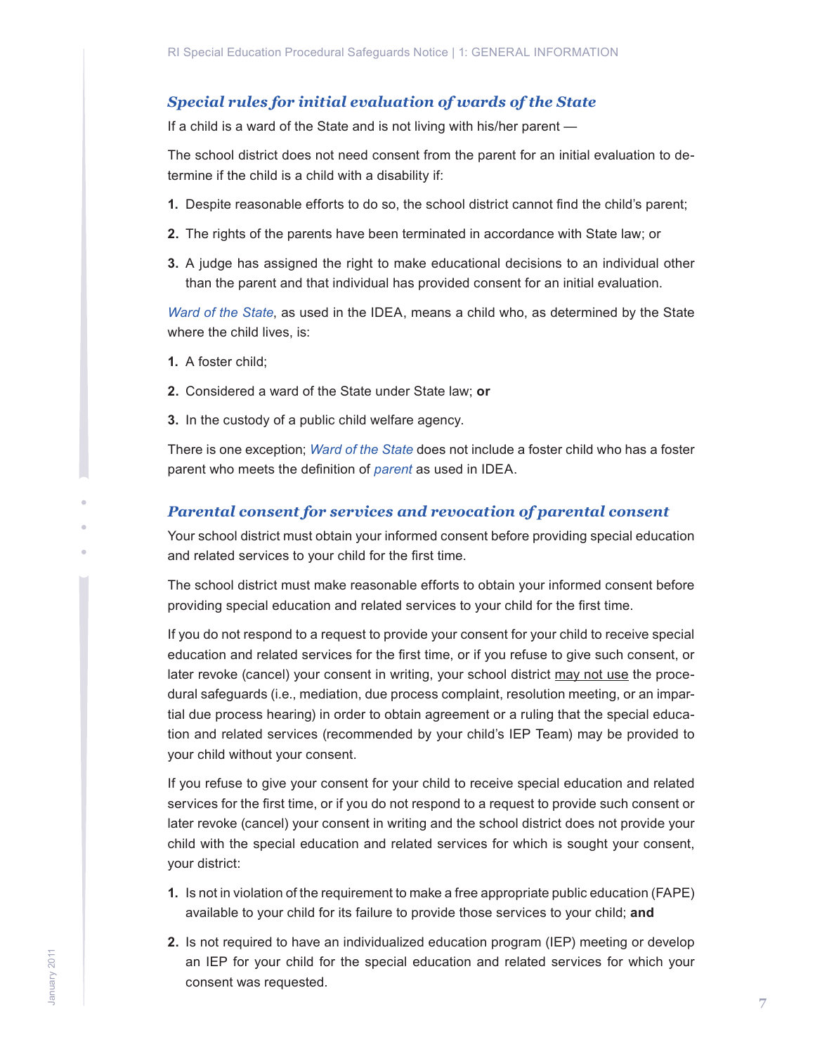### *Special rules for initial evaluation of wards of the State*

If a child is a ward of the State and is not living with his/her parent —

The school district does not need consent from the parent for an initial evaluation to determine if the child is a child with a disability if:

1. Despite reasonable efforts to do so, the school district cannot find the child's parent;
2. The rights of the parents have been terminated in accordance with State law; or
3. A judge has assigned the right to make educational decisions to an individual other than the parent and that individual has provided consent for an initial evaluation.

*Ward of the State*, as used in the IDEA, means a child who, as determined by the State where the child lives, is:

1. A foster child;
2. Considered a ward of the State under State law; **or**
3. In the custody of a public child welfare agency.

There is one exception; *Ward of the State* does not include a foster child who has a foster parent who meets the definition of *parent* as used in IDEA.

### *Parental consent for services and revocation of parental consent*

Your school district must obtain your informed consent before providing special education and related services to your child for the first time.

The school district must make reasonable efforts to obtain your informed consent before providing special education and related services to your child for the first time.

If you do not respond to a request to provide your consent for your child to receive special education and related services for the first time, or if you refuse to give such consent, or later revoke (cancel) your consent in writing, your school district <u>may not use</u> the procedural safeguards (i.e., mediation, due process complaint, resolution meeting, or an impartial due process hearing) in order to obtain agreement or a ruling that the special education and related services (recommended by your child's IEP Team) may be provided to your child without your consent.

If you refuse to give your consent for your child to receive special education and related services for the first time, or if you do not respond to a request to provide such consent or later revoke (cancel) your consent in writing and the school district does not provide your child with the special education and related services for which is sought your consent, your district:

1. Is not in violation of the requirement to make a free appropriate public education (FAPE) available to your child for its failure to provide those services to your child; **and**
2. Is not required to have an individualized education program (IEP) meeting or develop an IEP for your child for the special education and related services for which your consent was requested.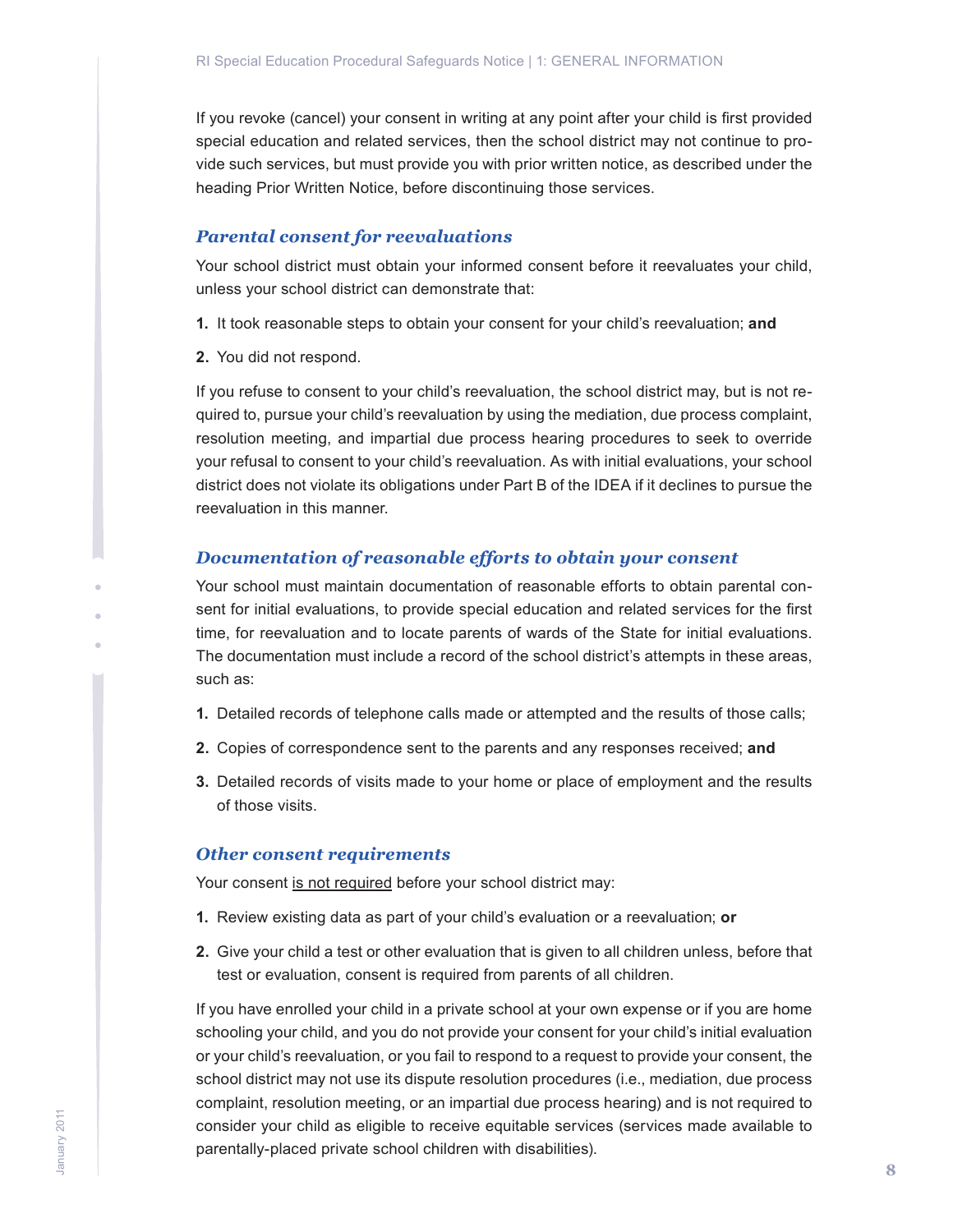If you revoke (cancel) your consent in writing at any point after your child is first provided special education and related services, then the school district may not continue to provide such services, but must provide you with prior written notice, as described under the heading Prior Written Notice, before discontinuing those services.

### *Parental consent for reevaluations*

Your school district must obtain your informed consent before it reevaluates your child, unless your school district can demonstrate that:

1. It took reasonable steps to obtain your consent for your child's reevaluation; **and**
2. You did not respond.

If you refuse to consent to your child's reevaluation, the school district may, but is not required to, pursue your child's reevaluation by using the mediation, due process complaint, resolution meeting, and impartial due process hearing procedures to seek to override your refusal to consent to your child's reevaluation. As with initial evaluations, your school district does not violate its obligations under Part B of the IDEA if it declines to pursue the reevaluation in this manner.

### *Documentation of reasonable efforts to obtain your consent*

Your school must maintain documentation of reasonable efforts to obtain parental consent for initial evaluations, to provide special education and related services for the first time, for reevaluation and to locate parents of wards of the State for initial evaluations. The documentation must include a record of the school district's attempts in these areas, such as:

1. Detailed records of telephone calls made or attempted and the results of those calls;
2. Copies of correspondence sent to the parents and any responses received; **and**
3. Detailed records of visits made to your home or place of employment and the results of those visits.

### *Other consent requirements*

Your consent <u>is not required</u> before your school district may:

1. Review existing data as part of your child's evaluation or a reevaluation; **or**
2. Give your child a test or other evaluation that is given to all children unless, before that test or evaluation, consent is required from parents of all children.

If you have enrolled your child in a private school at your own expense or if you are home schooling your child, and you do not provide your consent for your child's initial evaluation or your child's reevaluation, or you fail to respond to a request to provide your consent, the school district may not use its dispute resolution procedures (i.e., mediation, due process complaint, resolution meeting, or an impartial due process hearing) and is not required to consider your child as eligible to receive equitable services (services made available to parentally-placed private school children with disabilities).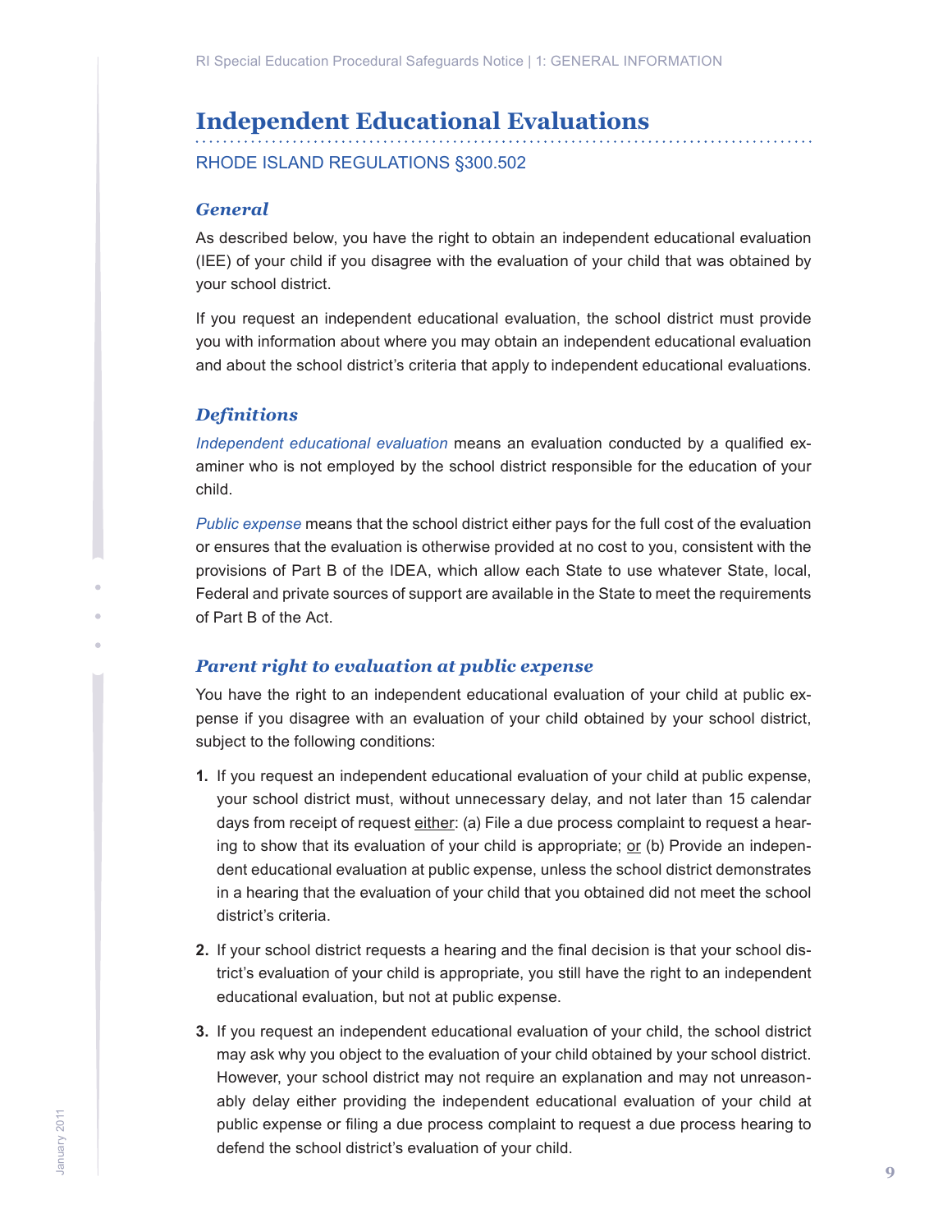# Independent Educational Evaluations

RHODE ISLAND REGULATIONS §300.502

### *General*

As described below, you have the right to obtain an independent educational evaluation (IEE) of your child if you disagree with the evaluation of your child that was obtained by your school district.

If you request an independent educational evaluation, the school district must provide you with information about where you may obtain an independent educational evaluation and about the school district's criteria that apply to independent educational evaluations.

### *Definitions*

*Independent educational evaluation* means an evaluation conducted by a qualified examiner who is not employed by the school district responsible for the education of your child.

*Public expense* means that the school district either pays for the full cost of the evaluation or ensures that the evaluation is otherwise provided at no cost to you, consistent with the provisions of Part B of the IDEA, which allow each State to use whatever State, local, Federal and private sources of support are available in the State to meet the requirements of Part B of the Act.

### *Parent right to evaluation at public expense*

You have the right to an independent educational evaluation of your child at public expense if you disagree with an evaluation of your child obtained by your school district, subject to the following conditions:

1. If you request an independent educational evaluation of your child at public expense, your school district must, without unnecessary delay, and not later than 15 calendar days from receipt of request either: (a) File a due process complaint to request a hearing to show that its evaluation of your child is appropriate; or (b) Provide an independent educational evaluation at public expense, unless the school district demonstrates in a hearing that the evaluation of your child that you obtained did not meet the school district's criteria.
2. If your school district requests a hearing and the final decision is that your school district's evaluation of your child is appropriate, you still have the right to an independent educational evaluation, but not at public expense.
3. If you request an independent educational evaluation of your child, the school district may ask why you object to the evaluation of your child obtained by your school district. However, your school district may not require an explanation and may not unreasonably delay either providing the independent educational evaluation of your child at public expense or filing a due process complaint to request a due process hearing to defend the school district's evaluation of your child.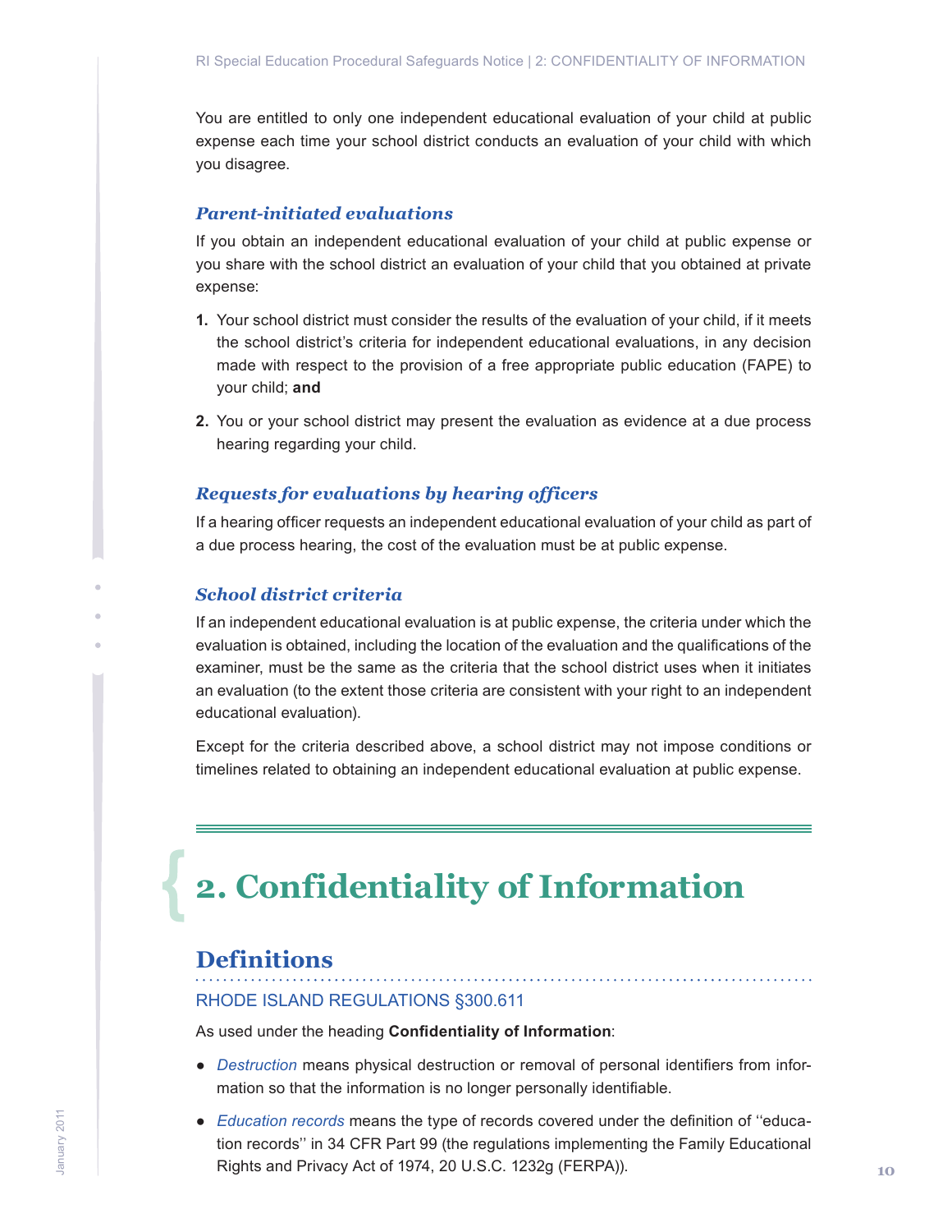You are entitled to only one independent educational evaluation of your child at public expense each time your school district conducts an evaluation of your child with which you disagree.

### *Parent-initiated evaluations*

If you obtain an independent educational evaluation of your child at public expense or you share with the school district an evaluation of your child that you obtained at private expense:

1. Your school district must consider the results of the evaluation of your child, if it meets the school district's criteria for independent educational evaluations, in any decision made with respect to the provision of a free appropriate public education (FAPE) to your child; **and**

2. You or your school district may present the evaluation as evidence at a due process hearing regarding your child.

### *Requests for evaluations by hearing officers*

If a hearing officer requests an independent educational evaluation of your child as part of a due process hearing, the cost of the evaluation must be at public expense.

### *School district criteria*

If an independent educational evaluation is at public expense, the criteria under which the evaluation is obtained, including the location of the evaluation and the qualifications of the examiner, must be the same as the criteria that the school district uses when it initiates an evaluation (to the extent those criteria are consistent with your right to an independent educational evaluation).

Except for the criteria described above, a school district may not impose conditions or timelines related to obtaining an independent educational evaluation at public expense.

# 2. Confidentiality of Information

## Definitions

RHODE ISLAND REGULATIONS §300.611

As used under the heading **Confidentiality of Information**:

- *Destruction* means physical destruction or removal of personal identifiers from information so that the information is no longer personally identifiable.
- *Education records* means the type of records covered under the definition of ''education records'' in 34 CFR Part 99 (the regulations implementing the Family Educational Rights and Privacy Act of 1974, 20 U.S.C. 1232g (FERPA)).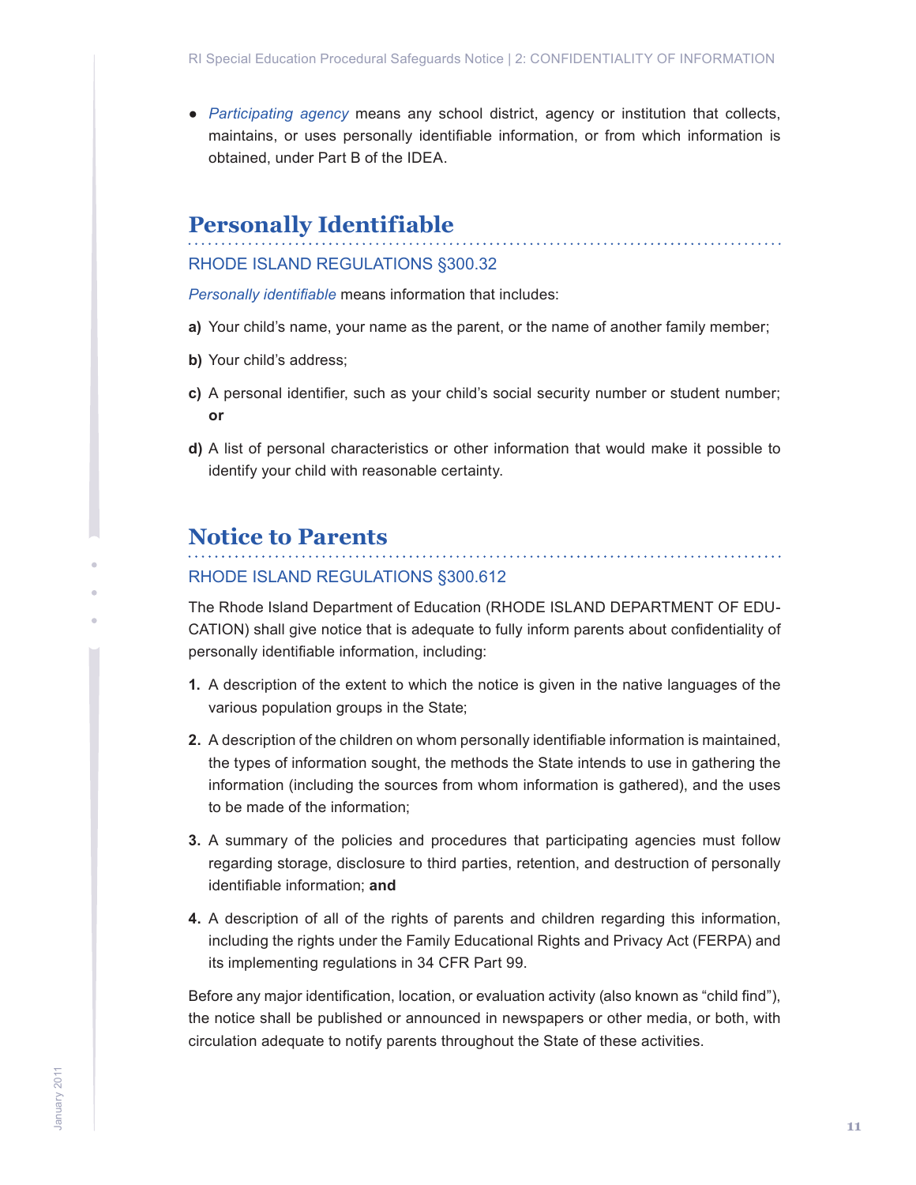- *Participating agency* means any school district, agency or institution that collects, maintains, or uses personally identifiable information, or from which information is obtained, under Part B of the IDEA.

## Personally Identifiable

### RHODE ISLAND REGULATIONS §300.32

*Personally identifiable* means information that includes:

**a)** Your child's name, your name as the parent, or the name of another family member;

**b)** Your child's address;

**c)** A personal identifier, such as your child's social security number or student number; **or**

**d)** A list of personal characteristics or other information that would make it possible to identify your child with reasonable certainty.

## Notice to Parents

### RHODE ISLAND REGULATIONS §300.612

The Rhode Island Department of Education (RHODE ISLAND DEPARTMENT OF EDUCATION) shall give notice that is adequate to fully inform parents about confidentiality of personally identifiable information, including:

1. A description of the extent to which the notice is given in the native languages of the various population groups in the State;
2. A description of the children on whom personally identifiable information is maintained, the types of information sought, the methods the State intends to use in gathering the information (including the sources from whom information is gathered), and the uses to be made of the information;
3. A summary of the policies and procedures that participating agencies must follow regarding storage, disclosure to third parties, retention, and destruction of personally identifiable information; **and**
4. A description of all of the rights of parents and children regarding this information, including the rights under the Family Educational Rights and Privacy Act (FERPA) and its implementing regulations in 34 CFR Part 99.

Before any major identification, location, or evaluation activity (also known as "child find"), the notice shall be published or announced in newspapers or other media, or both, with circulation adequate to notify parents throughout the State of these activities.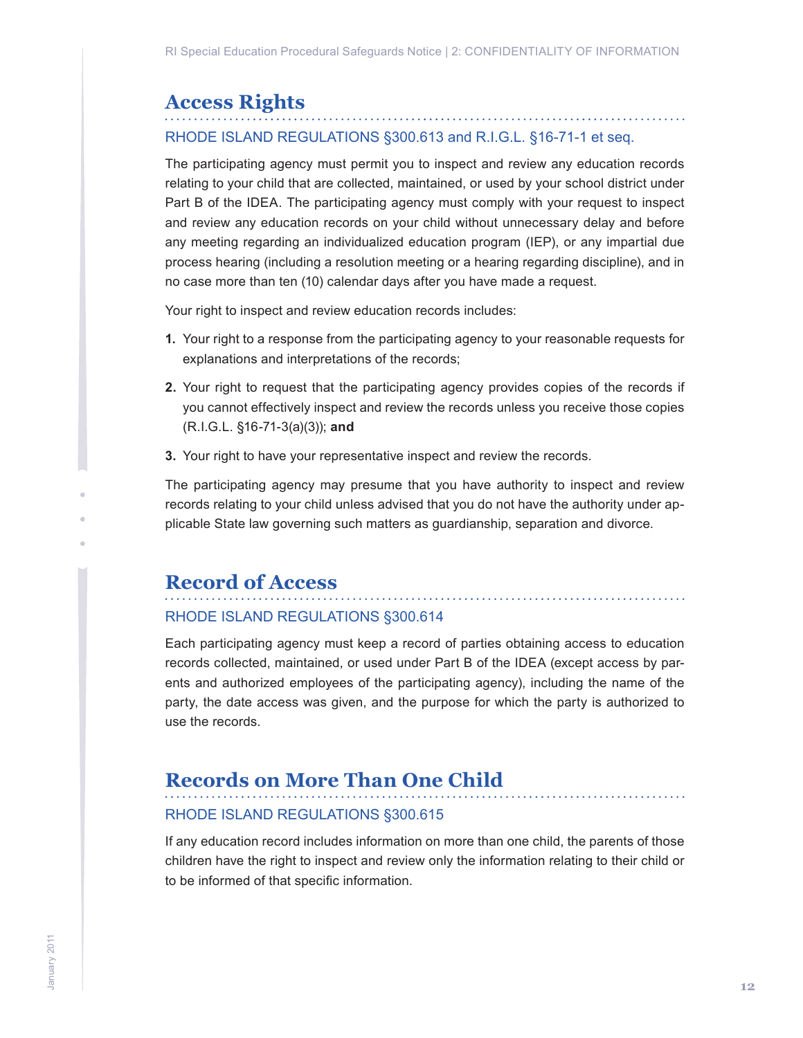## Access Rights

RHODE ISLAND REGULATIONS §300.613 and R.I.G.L. §16-71-1 et seq.

The participating agency must permit you to inspect and review any education records relating to your child that are collected, maintained, or used by your school district under Part B of the IDEA. The participating agency must comply with your request to inspect and review any education records on your child without unnecessary delay and before any meeting regarding an individualized education program (IEP), or any impartial due process hearing (including a resolution meeting or a hearing regarding discipline), and in no case more than ten (10) calendar days after you have made a request.

Your right to inspect and review education records includes:

1. Your right to a response from the participating agency to your reasonable requests for explanations and interpretations of the records;
2. Your right to request that the participating agency provides copies of the records if you cannot effectively inspect and review the records unless you receive those copies (R.I.G.L. §16-71-3(a)(3)); **and**
3. Your right to have your representative inspect and review the records.

The participating agency may presume that you have authority to inspect and review records relating to your child unless advised that you do not have the authority under applicable State law governing such matters as guardianship, separation and divorce.

## Record of Access

RHODE ISLAND REGULATIONS §300.614

Each participating agency must keep a record of parties obtaining access to education records collected, maintained, or used under Part B of the IDEA (except access by parents and authorized employees of the participating agency), including the name of the party, the date access was given, and the purpose for which the party is authorized to use the records.

## Records on More Than One Child

RHODE ISLAND REGULATIONS §300.615

If any education record includes information on more than one child, the parents of those children have the right to inspect and review only the information relating to their child or to be informed of that specific information.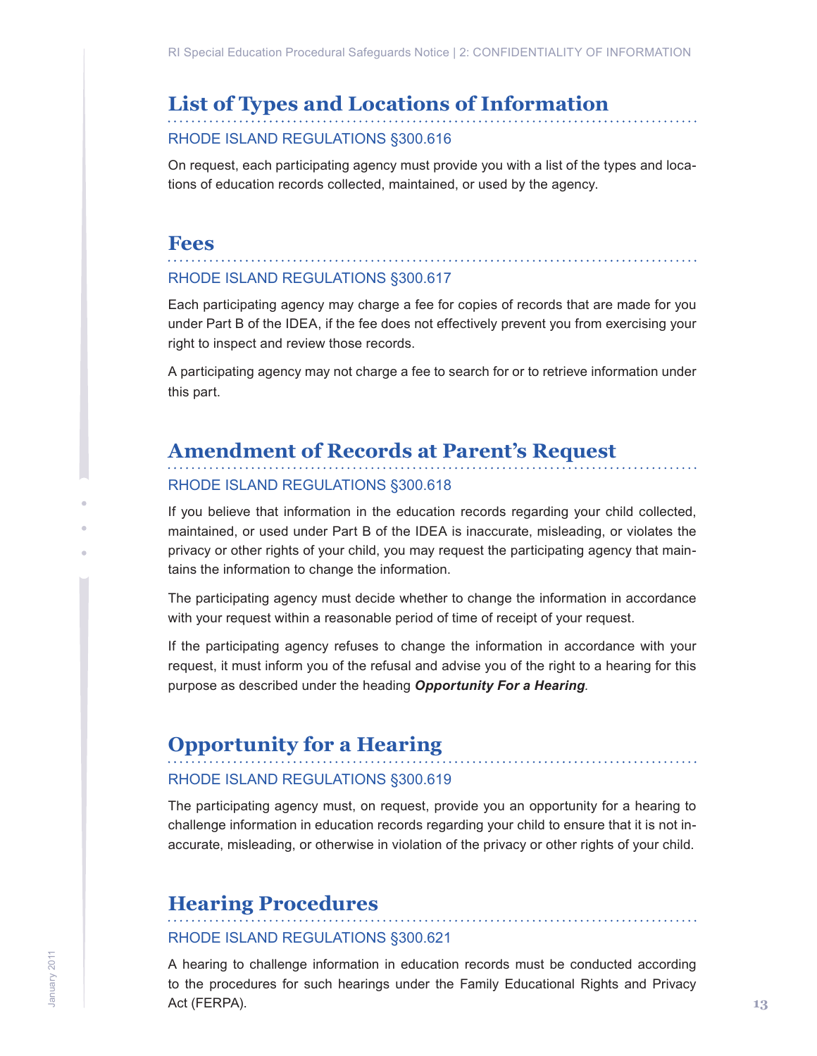## List of Types and Locations of Information

RHODE ISLAND REGULATIONS §300.616

On request, each participating agency must provide you with a list of the types and locations of education records collected, maintained, or used by the agency.

## Fees

RHODE ISLAND REGULATIONS §300.617

Each participating agency may charge a fee for copies of records that are made for you under Part B of the IDEA, if the fee does not effectively prevent you from exercising your right to inspect and review those records.

A participating agency may not charge a fee to search for or to retrieve information under this part.

## Amendment of Records at Parent's Request

RHODE ISLAND REGULATIONS §300.618

If you believe that information in the education records regarding your child collected, maintained, or used under Part B of the IDEA is inaccurate, misleading, or violates the privacy or other rights of your child, you may request the participating agency that maintains the information to change the information.

The participating agency must decide whether to change the information in accordance with your request within a reasonable period of time of receipt of your request.

If the participating agency refuses to change the information in accordance with your request, it must inform you of the refusal and advise you of the right to a hearing for this purpose as described under the heading ***Opportunity For a Hearing***.

## Opportunity for a Hearing

RHODE ISLAND REGULATIONS §300.619

The participating agency must, on request, provide you an opportunity for a hearing to challenge information in education records regarding your child to ensure that it is not inaccurate, misleading, or otherwise in violation of the privacy or other rights of your child.

## Hearing Procedures

RHODE ISLAND REGULATIONS §300.621

A hearing to challenge information in education records must be conducted according to the procedures for such hearings under the Family Educational Rights and Privacy Act (FERPA).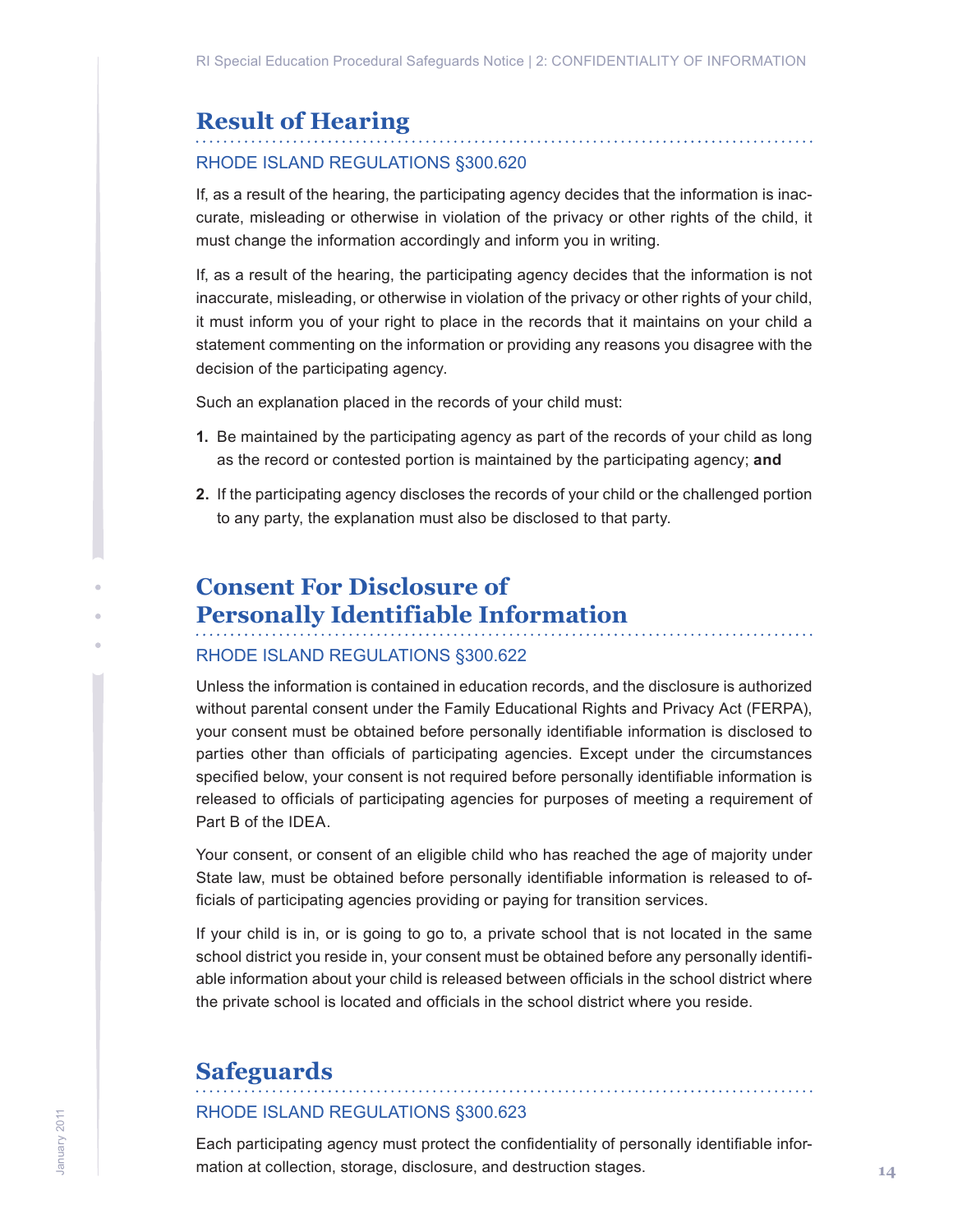## Result of Hearing

RHODE ISLAND REGULATIONS §300.620

If, as a result of the hearing, the participating agency decides that the information is inaccurate, misleading or otherwise in violation of the privacy or other rights of the child, it must change the information accordingly and inform you in writing.

If, as a result of the hearing, the participating agency decides that the information is not inaccurate, misleading, or otherwise in violation of the privacy or other rights of your child, it must inform you of your right to place in the records that it maintains on your child a statement commenting on the information or providing any reasons you disagree with the decision of the participating agency.

Such an explanation placed in the records of your child must:

1. Be maintained by the participating agency as part of the records of your child as long as the record or contested portion is maintained by the participating agency; **and**
2. If the participating agency discloses the records of your child or the challenged portion to any party, the explanation must also be disclosed to that party.

## Consent For Disclosure of Personally Identifiable Information

RHODE ISLAND REGULATIONS §300.622

Unless the information is contained in education records, and the disclosure is authorized without parental consent under the Family Educational Rights and Privacy Act (FERPA), your consent must be obtained before personally identifiable information is disclosed to parties other than officials of participating agencies. Except under the circumstances specified below, your consent is not required before personally identifiable information is released to officials of participating agencies for purposes of meeting a requirement of Part B of the IDEA.

Your consent, or consent of an eligible child who has reached the age of majority under State law, must be obtained before personally identifiable information is released to officials of participating agencies providing or paying for transition services.

If your child is in, or is going to go to, a private school that is not located in the same school district you reside in, your consent must be obtained before any personally identifiable information about your child is released between officials in the school district where the private school is located and officials in the school district where you reside.

## Safeguards

RHODE ISLAND REGULATIONS §300.623

Each participating agency must protect the confidentiality of personally identifiable information at collection, storage, disclosure, and destruction stages.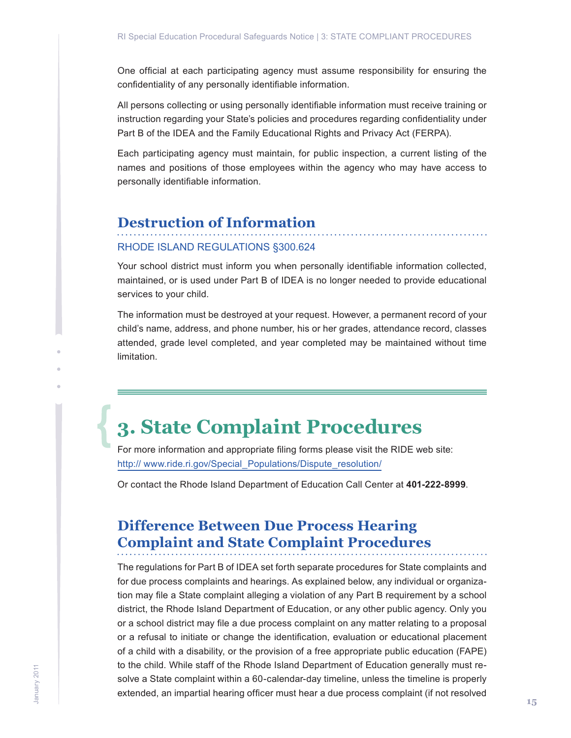One official at each participating agency must assume responsibility for ensuring the confidentiality of any personally identifiable information.

All persons collecting or using personally identifiable information must receive training or instruction regarding your State's policies and procedures regarding confidentiality under Part B of the IDEA and the Family Educational Rights and Privacy Act (FERPA).

Each participating agency must maintain, for public inspection, a current listing of the names and positions of those employees within the agency who may have access to personally identifiable information.

## Destruction of Information

RHODE ISLAND REGULATIONS §300.624

Your school district must inform you when personally identifiable information collected, maintained, or is used under Part B of IDEA is no longer needed to provide educational services to your child.

The information must be destroyed at your request. However, a permanent record of your child's name, address, and phone number, his or her grades, attendance record, classes attended, grade level completed, and year completed may be maintained without time limitation.

# 3. State Complaint Procedures

For more information and appropriate filing forms please visit the RIDE web site: http:// www.ride.ri.gov/Special_Populations/Dispute_resolution/

Or contact the Rhode Island Department of Education Call Center at **401-222-8999**.

## Difference Between Due Process Hearing Complaint and State Complaint Procedures

The regulations for Part B of IDEA set forth separate procedures for State complaints and for due process complaints and hearings. As explained below, any individual or organization may file a State complaint alleging a violation of any Part B requirement by a school district, the Rhode Island Department of Education, or any other public agency. Only you or a school district may file a due process complaint on any matter relating to a proposal or a refusal to initiate or change the identification, evaluation or educational placement of a child with a disability, or the provision of a free appropriate public education (FAPE) to the child. While staff of the Rhode Island Department of Education generally must resolve a State complaint within a 60-calendar-day timeline, unless the timeline is properly extended, an impartial hearing officer must hear a due process complaint (if not resolved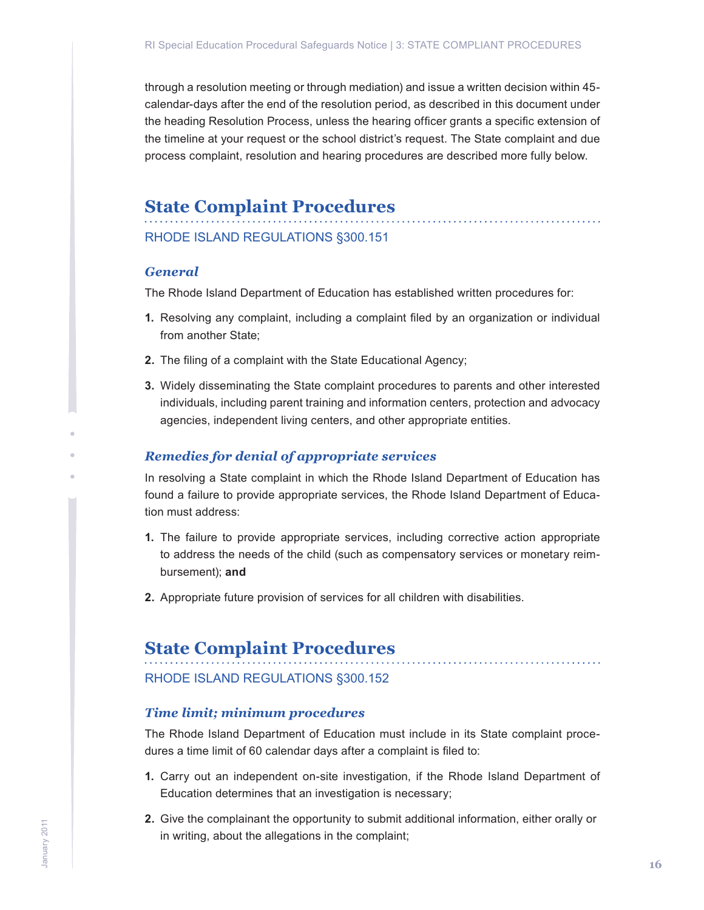through a resolution meeting or through mediation) and issue a written decision within 45-calendar-days after the end of the resolution period, as described in this document under the heading Resolution Process, unless the hearing officer grants a specific extension of the timeline at your request or the school district's request. The State complaint and due process complaint, resolution and hearing procedures are described more fully below.

## State Complaint Procedures

RHODE ISLAND REGULATIONS §300.151

### *General*

The Rhode Island Department of Education has established written procedures for:

1. Resolving any complaint, including a complaint filed by an organization or individual from another State;
2. The filing of a complaint with the State Educational Agency;
3. Widely disseminating the State complaint procedures to parents and other interested individuals, including parent training and information centers, protection and advocacy agencies, independent living centers, and other appropriate entities.

### *Remedies for denial of appropriate services*

In resolving a State complaint in which the Rhode Island Department of Education has found a failure to provide appropriate services, the Rhode Island Department of Education must address:

1. The failure to provide appropriate services, including corrective action appropriate to address the needs of the child (such as compensatory services or monetary reimbursement); **and**
2. Appropriate future provision of services for all children with disabilities.

## State Complaint Procedures

RHODE ISLAND REGULATIONS §300.152

### *Time limit; minimum procedures*

The Rhode Island Department of Education must include in its State complaint procedures a time limit of 60 calendar days after a complaint is filed to:

1. Carry out an independent on-site investigation, if the Rhode Island Department of Education determines that an investigation is necessary;
2. Give the complainant the opportunity to submit additional information, either orally or in writing, about the allegations in the complaint;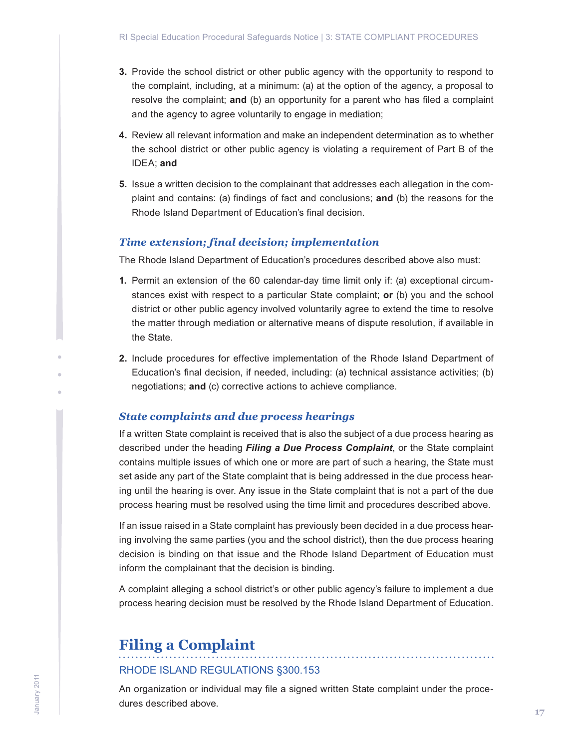3. Provide the school district or other public agency with the opportunity to respond to the complaint, including, at a minimum: (a) at the option of the agency, a proposal to resolve the complaint; **and** (b) an opportunity for a parent who has filed a complaint and the agency to agree voluntarily to engage in mediation;

4. Review all relevant information and make an independent determination as to whether the school district or other public agency is violating a requirement of Part B of the IDEA; **and**

5. Issue a written decision to the complainant that addresses each allegation in the complaint and contains: (a) findings of fact and conclusions; **and** (b) the reasons for the Rhode Island Department of Education's final decision.

### *Time extension; final decision; implementation*

The Rhode Island Department of Education's procedures described above also must:

1. Permit an extension of the 60 calendar-day time limit only if: (a) exceptional circumstances exist with respect to a particular State complaint; **or** (b) you and the school district or other public agency involved voluntarily agree to extend the time to resolve the matter through mediation or alternative means of dispute resolution, if available in the State.

2. Include procedures for effective implementation of the Rhode Island Department of Education's final decision, if needed, including: (a) technical assistance activities; (b) negotiations; **and** (c) corrective actions to achieve compliance.

### *State complaints and due process hearings*

If a written State complaint is received that is also the subject of a due process hearing as described under the heading ***Filing a Due Process Complaint***, or the State complaint contains multiple issues of which one or more are part of such a hearing, the State must set aside any part of the State complaint that is being addressed in the due process hearing until the hearing is over. Any issue in the State complaint that is not a part of the due process hearing must be resolved using the time limit and procedures described above.

If an issue raised in a State complaint has previously been decided in a due process hearing involving the same parties (you and the school district), then the due process hearing decision is binding on that issue and the Rhode Island Department of Education must inform the complainant that the decision is binding.

A complaint alleging a school district's or other public agency's failure to implement a due process hearing decision must be resolved by the Rhode Island Department of Education.

## Filing a Complaint

RHODE ISLAND REGULATIONS §300.153

An organization or individual may file a signed written State complaint under the procedures described above.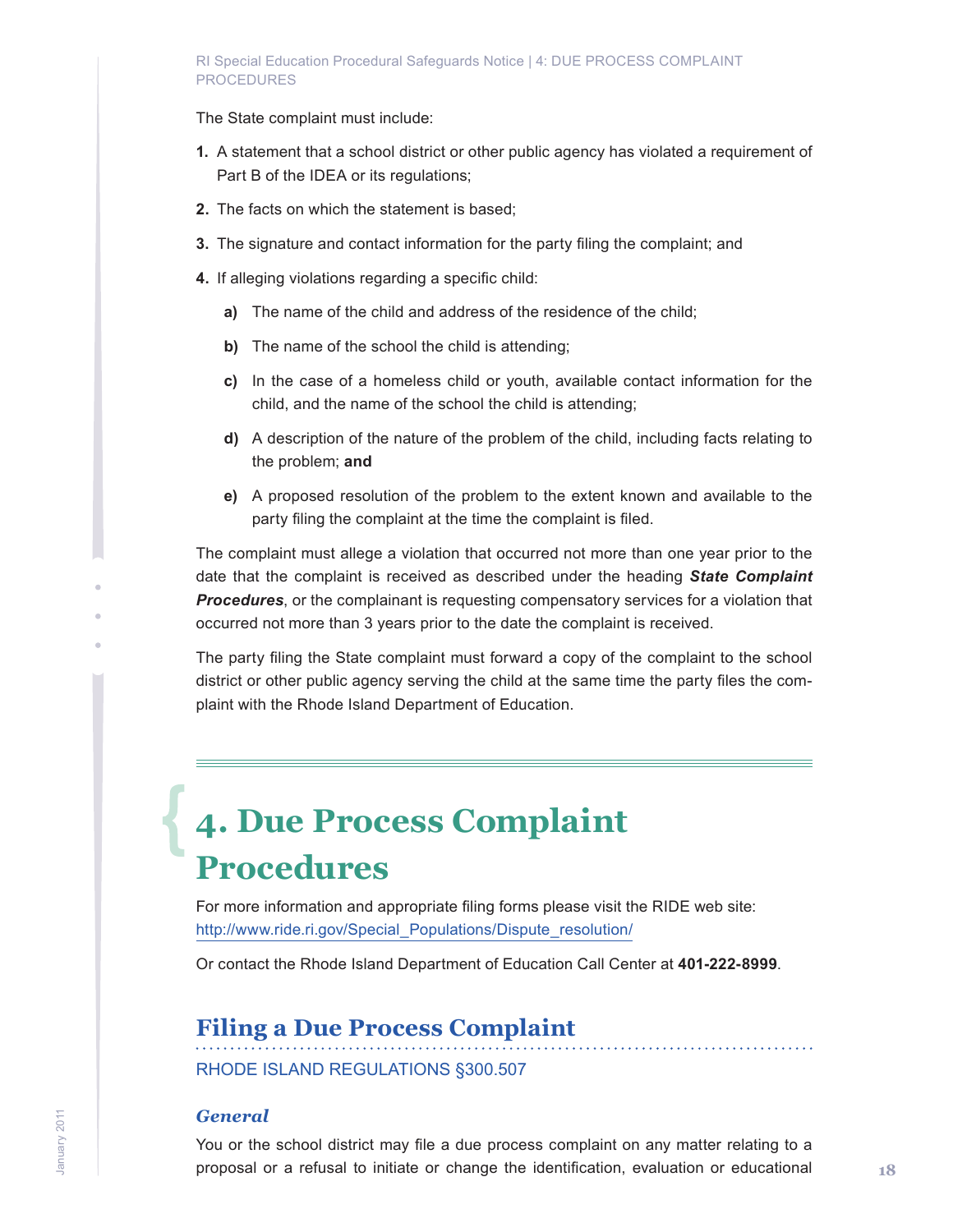The State complaint must include:

1. A statement that a school district or other public agency has violated a requirement of Part B of the IDEA or its regulations;
2. The facts on which the statement is based;
3. The signature and contact information for the party filing the complaint; and
4. If alleging violations regarding a specific child:
   a) The name of the child and address of the residence of the child;
   b) The name of the school the child is attending;
   c) In the case of a homeless child or youth, available contact information for the child, and the name of the school the child is attending;
   d) A description of the nature of the problem of the child, including facts relating to the problem; **and**
   e) A proposed resolution of the problem to the extent known and available to the party filing the complaint at the time the complaint is filed.

The complaint must allege a violation that occurred not more than one year prior to the date that the complaint is received as described under the heading ***State Complaint Procedures***, or the complainant is requesting compensatory services for a violation that occurred not more than 3 years prior to the date the complaint is received.

The party filing the State complaint must forward a copy of the complaint to the school district or other public agency serving the child at the same time the party files the complaint with the Rhode Island Department of Education.

# 4. Due Process Complaint Procedures

For more information and appropriate filing forms please visit the RIDE web site: http://www.ride.ri.gov/Special_Populations/Dispute_resolution/

Or contact the Rhode Island Department of Education Call Center at **401-222-8999**.

## Filing a Due Process Complaint

RHODE ISLAND REGULATIONS §300.507

### *General*

You or the school district may file a due process complaint on any matter relating to a proposal or a refusal to initiate or change the identification, evaluation or educational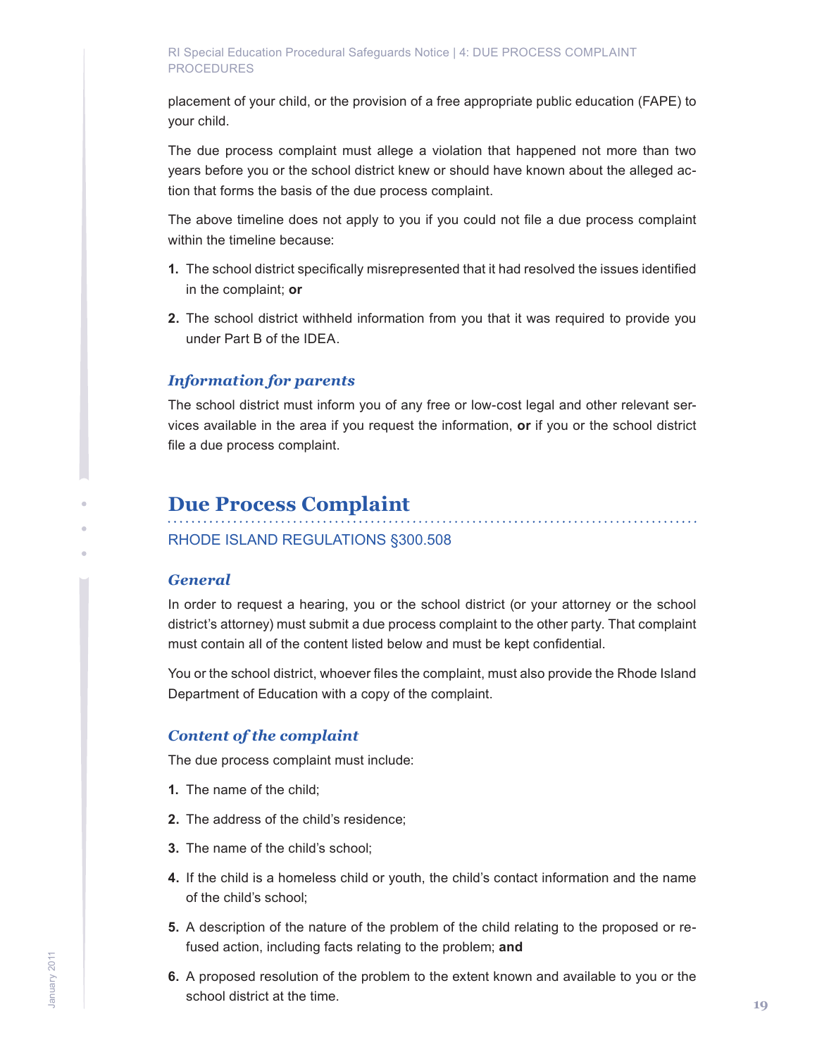placement of your child, or the provision of a free appropriate public education (FAPE) to your child.

The due process complaint must allege a violation that happened not more than two years before you or the school district knew or should have known about the alleged action that forms the basis of the due process complaint.

The above timeline does not apply to you if you could not file a due process complaint within the timeline because:

1. The school district specifically misrepresented that it had resolved the issues identified in the complaint; **or**
2. The school district withheld information from you that it was required to provide you under Part B of the IDEA.

### *Information for parents*

The school district must inform you of any free or low-cost legal and other relevant services available in the area if you request the information, **or** if you or the school district file a due process complaint.

## Due Process Complaint

RHODE ISLAND REGULATIONS §300.508

### *General*

In order to request a hearing, you or the school district (or your attorney or the school district's attorney) must submit a due process complaint to the other party. That complaint must contain all of the content listed below and must be kept confidential.

You or the school district, whoever files the complaint, must also provide the Rhode Island Department of Education with a copy of the complaint.

### *Content of the complaint*

The due process complaint must include:

1. The name of the child;
2. The address of the child's residence;
3. The name of the child's school;
4. If the child is a homeless child or youth, the child's contact information and the name of the child's school;
5. A description of the nature of the problem of the child relating to the proposed or refused action, including facts relating to the problem; **and**
6. A proposed resolution of the problem to the extent known and available to you or the school district at the time.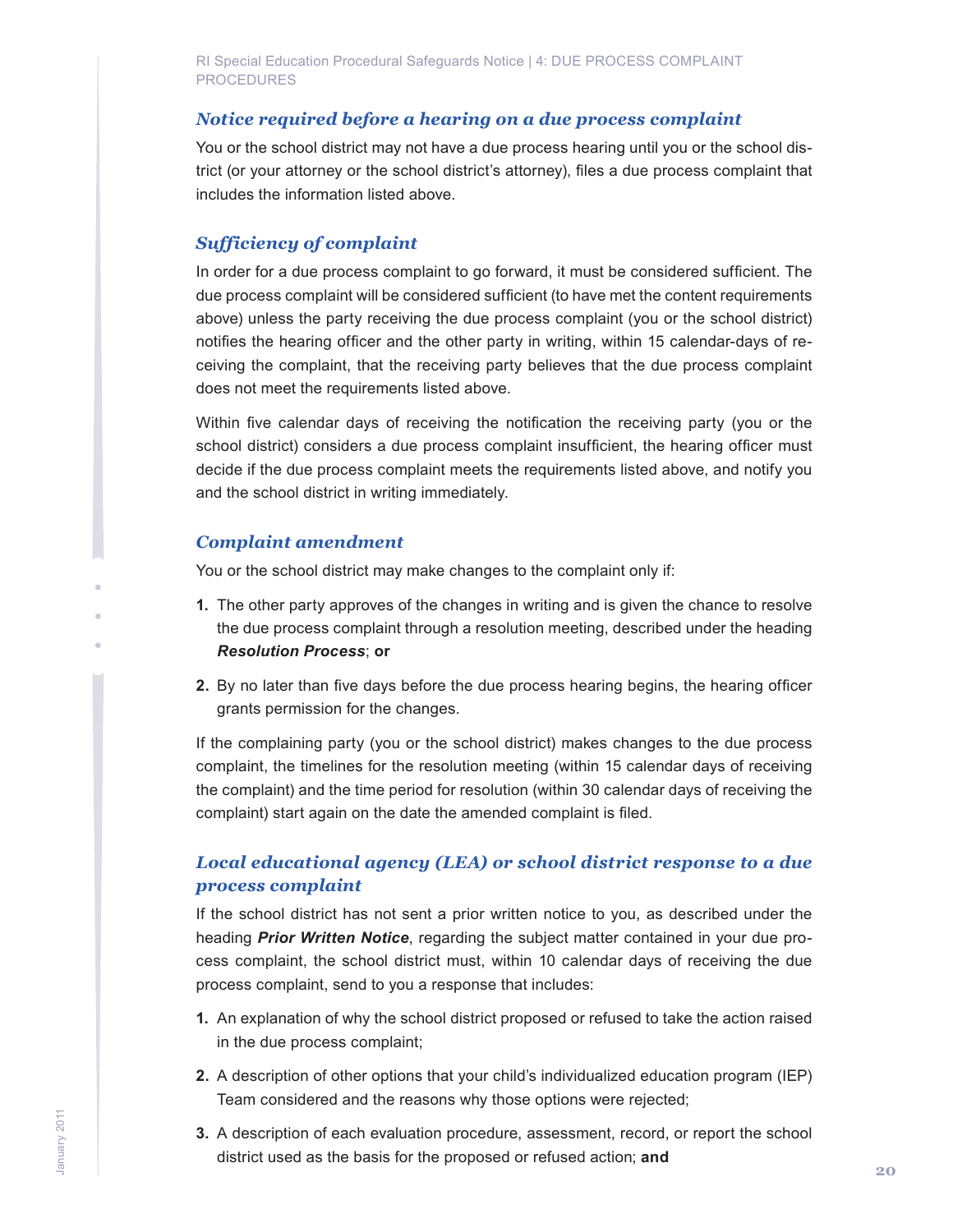### *Notice required before a hearing on a due process complaint*

You or the school district may not have a due process hearing until you or the school district (or your attorney or the school district's attorney), files a due process complaint that includes the information listed above.

### *Sufficiency of complaint*

In order for a due process complaint to go forward, it must be considered sufficient. The due process complaint will be considered sufficient (to have met the content requirements above) unless the party receiving the due process complaint (you or the school district) notifies the hearing officer and the other party in writing, within 15 calendar-days of receiving the complaint, that the receiving party believes that the due process complaint does not meet the requirements listed above.

Within five calendar days of receiving the notification the receiving party (you or the school district) considers a due process complaint insufficient, the hearing officer must decide if the due process complaint meets the requirements listed above, and notify you and the school district in writing immediately.

### *Complaint amendment*

You or the school district may make changes to the complaint only if:

1. The other party approves of the changes in writing and is given the chance to resolve the due process complaint through a resolution meeting, described under the heading ***Resolution Process***; **or**
2. By no later than five days before the due process hearing begins, the hearing officer grants permission for the changes.

If the complaining party (you or the school district) makes changes to the due process complaint, the timelines for the resolution meeting (within 15 calendar days of receiving the complaint) and the time period for resolution (within 30 calendar days of receiving the complaint) start again on the date the amended complaint is filed.

### *Local educational agency (LEA) or school district response to a due process complaint*

If the school district has not sent a prior written notice to you, as described under the heading ***Prior Written Notice***, regarding the subject matter contained in your due process complaint, the school district must, within 10 calendar days of receiving the due process complaint, send to you a response that includes:

1. An explanation of why the school district proposed or refused to take the action raised in the due process complaint;
2. A description of other options that your child's individualized education program (IEP) Team considered and the reasons why those options were rejected;
3. A description of each evaluation procedure, assessment, record, or report the school district used as the basis for the proposed or refused action; **and**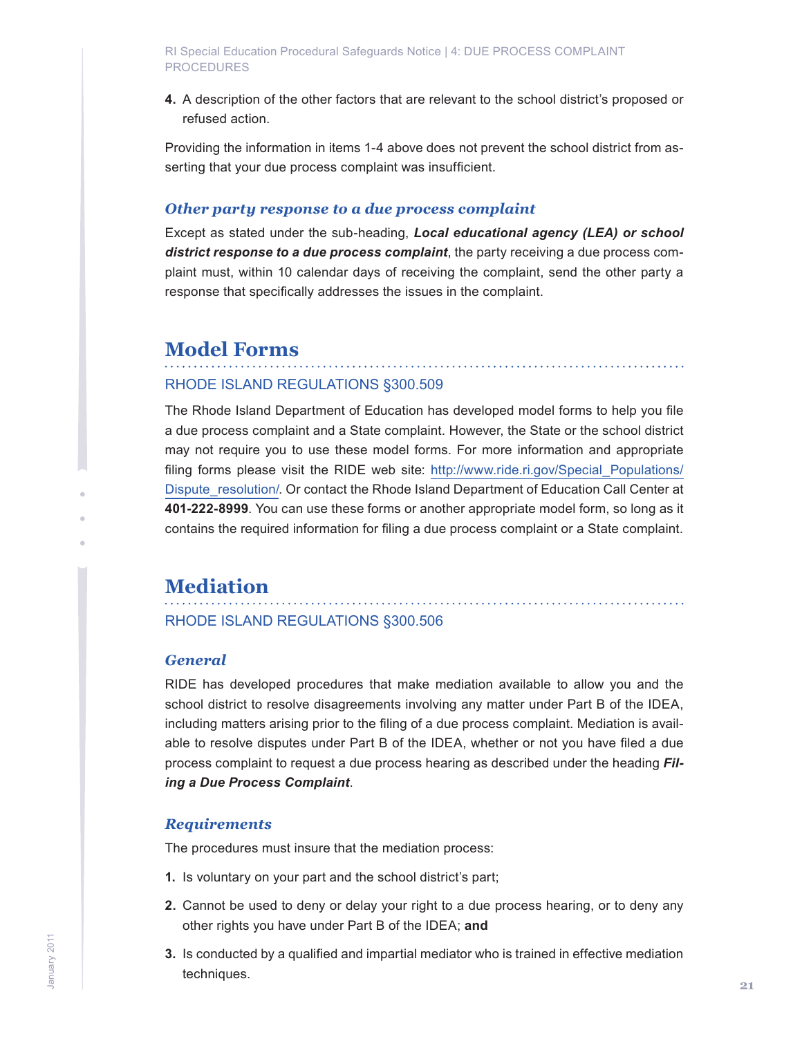4. A description of the other factors that are relevant to the school district's proposed or refused action.

Providing the information in items 1-4 above does not prevent the school district from asserting that your due process complaint was insufficient.

### *Other party response to a due process complaint*

Except as stated under the sub-heading, ***Local educational agency (LEA) or school district response to a due process complaint***, the party receiving a due process complaint must, within 10 calendar days of receiving the complaint, send the other party a response that specifically addresses the issues in the complaint.

## Model Forms

RHODE ISLAND REGULATIONS §300.509

The Rhode Island Department of Education has developed model forms to help you file a due process complaint and a State complaint. However, the State or the school district may not require you to use these model forms. For more information and appropriate filing forms please visit the RIDE web site: http://www.ride.ri.gov/Special_Populations/Dispute_resolution/. Or contact the Rhode Island Department of Education Call Center at **401-222-8999**. You can use these forms or another appropriate model form, so long as it contains the required information for filing a due process complaint or a State complaint.

## Mediation

RHODE ISLAND REGULATIONS §300.506

### *General*

RIDE has developed procedures that make mediation available to allow you and the school district to resolve disagreements involving any matter under Part B of the IDEA, including matters arising prior to the filing of a due process complaint. Mediation is available to resolve disputes under Part B of the IDEA, whether or not you have filed a due process complaint to request a due process hearing as described under the heading ***Filing a Due Process Complaint***.

### *Requirements*

The procedures must insure that the mediation process:

1. Is voluntary on your part and the school district's part;
2. Cannot be used to deny or delay your right to a due process hearing, or to deny any other rights you have under Part B of the IDEA; **and**
3. Is conducted by a qualified and impartial mediator who is trained in effective mediation techniques.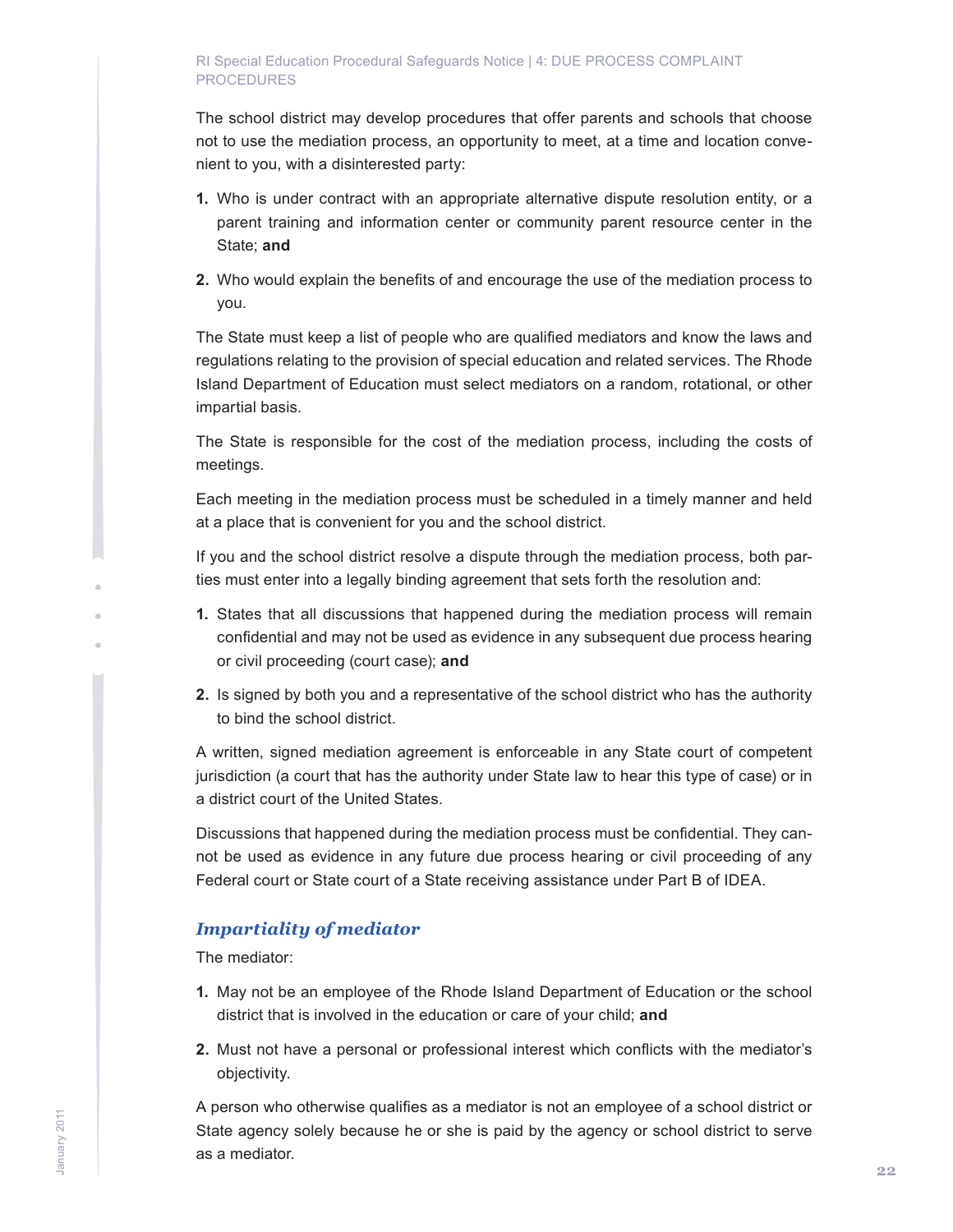The school district may develop procedures that offer parents and schools that choose not to use the mediation process, an opportunity to meet, at a time and location convenient to you, with a disinterested party:

1. Who is under contract with an appropriate alternative dispute resolution entity, or a parent training and information center or community parent resource center in the State; **and**
2. Who would explain the benefits of and encourage the use of the mediation process to you.

The State must keep a list of people who are qualified mediators and know the laws and regulations relating to the provision of special education and related services. The Rhode Island Department of Education must select mediators on a random, rotational, or other impartial basis.

The State is responsible for the cost of the mediation process, including the costs of meetings.

Each meeting in the mediation process must be scheduled in a timely manner and held at a place that is convenient for you and the school district.

If you and the school district resolve a dispute through the mediation process, both parties must enter into a legally binding agreement that sets forth the resolution and:

1. States that all discussions that happened during the mediation process will remain confidential and may not be used as evidence in any subsequent due process hearing or civil proceeding (court case); **and**
2. Is signed by both you and a representative of the school district who has the authority to bind the school district.

A written, signed mediation agreement is enforceable in any State court of competent jurisdiction (a court that has the authority under State law to hear this type of case) or in a district court of the United States.

Discussions that happened during the mediation process must be confidential. They cannot be used as evidence in any future due process hearing or civil proceeding of any Federal court or State court of a State receiving assistance under Part B of IDEA.

### *Impartiality of mediator*

The mediator:

1. May not be an employee of the Rhode Island Department of Education or the school district that is involved in the education or care of your child; **and**
2. Must not have a personal or professional interest which conflicts with the mediator's objectivity.

A person who otherwise qualifies as a mediator is not an employee of a school district or State agency solely because he or she is paid by the agency or school district to serve as a mediator.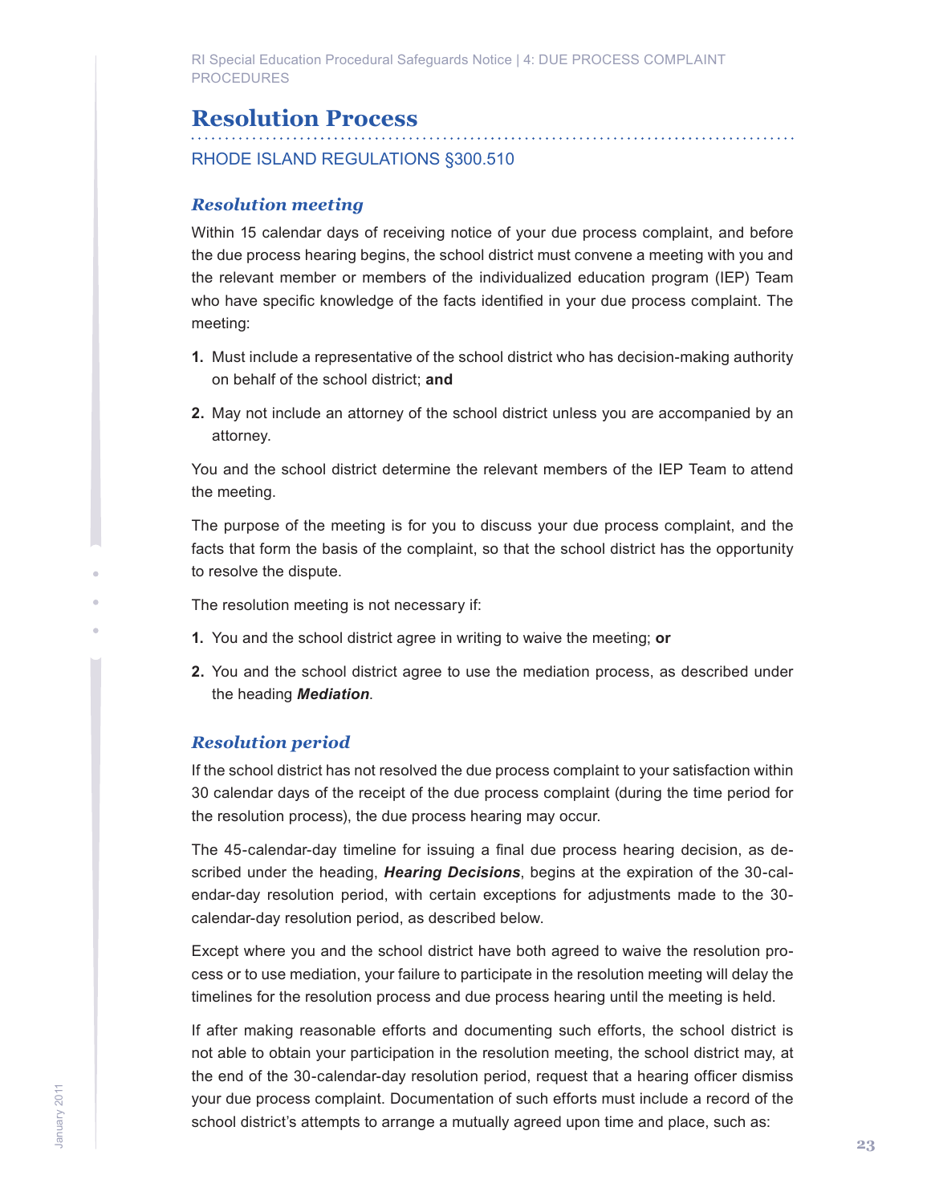## Resolution Process

RHODE ISLAND REGULATIONS §300.510

### *Resolution meeting*

Within 15 calendar days of receiving notice of your due process complaint, and before the due process hearing begins, the school district must convene a meeting with you and the relevant member or members of the individualized education program (IEP) Team who have specific knowledge of the facts identified in your due process complaint. The meeting:

1. Must include a representative of the school district who has decision-making authority on behalf of the school district; **and**
2. May not include an attorney of the school district unless you are accompanied by an attorney.

You and the school district determine the relevant members of the IEP Team to attend the meeting.

The purpose of the meeting is for you to discuss your due process complaint, and the facts that form the basis of the complaint, so that the school district has the opportunity to resolve the dispute.

The resolution meeting is not necessary if:

1. You and the school district agree in writing to waive the meeting; **or**
2. You and the school district agree to use the mediation process, as described under the heading ***Mediation***.

### *Resolution period*

If the school district has not resolved the due process complaint to your satisfaction within 30 calendar days of the receipt of the due process complaint (during the time period for the resolution process), the due process hearing may occur.

The 45-calendar-day timeline for issuing a final due process hearing decision, as described under the heading, ***Hearing Decisions***, begins at the expiration of the 30-calendar-day resolution period, with certain exceptions for adjustments made to the 30-calendar-day resolution period, as described below.

Except where you and the school district have both agreed to waive the resolution process or to use mediation, your failure to participate in the resolution meeting will delay the timelines for the resolution process and due process hearing until the meeting is held.

If after making reasonable efforts and documenting such efforts, the school district is not able to obtain your participation in the resolution meeting, the school district may, at the end of the 30-calendar-day resolution period, request that a hearing officer dismiss your due process complaint. Documentation of such efforts must include a record of the school district's attempts to arrange a mutually agreed upon time and place, such as: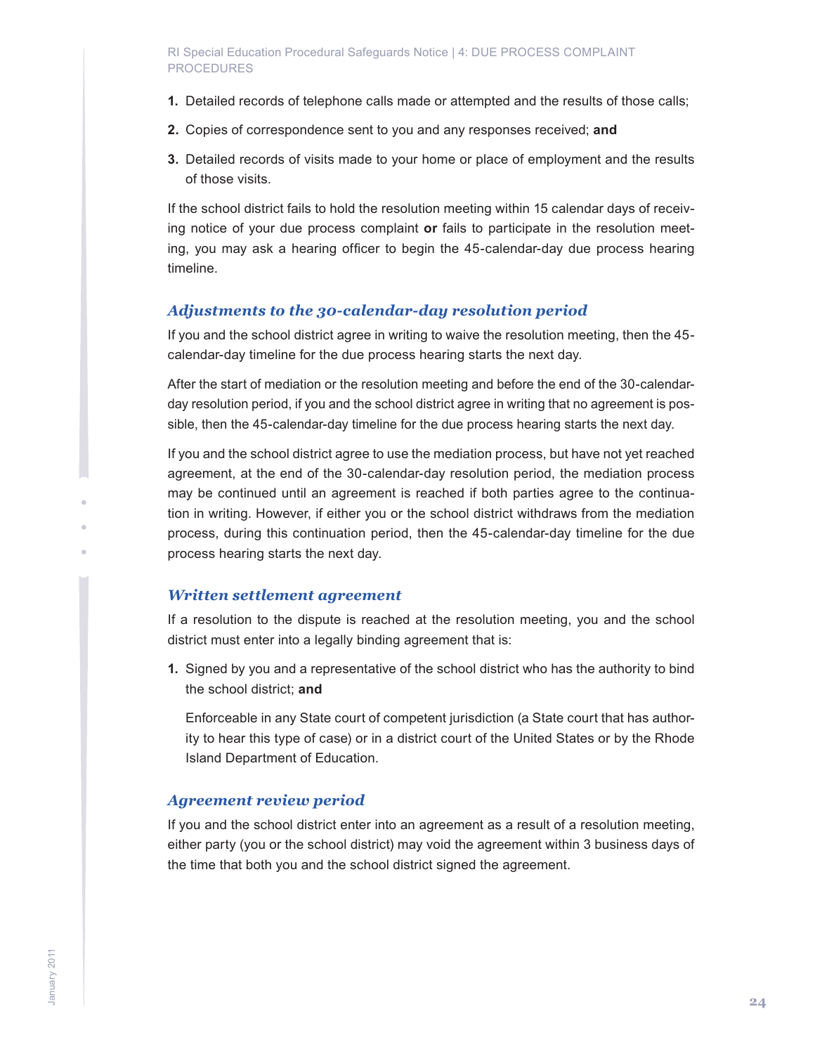1. Detailed records of telephone calls made or attempted and the results of those calls;
2. Copies of correspondence sent to you and any responses received; **and**
3. Detailed records of visits made to your home or place of employment and the results of those visits.

If the school district fails to hold the resolution meeting within 15 calendar days of receiving notice of your due process complaint **or** fails to participate in the resolution meeting, you may ask a hearing officer to begin the 45-calendar-day due process hearing timeline.

### *Adjustments to the 30-calendar-day resolution period*

If you and the school district agree in writing to waive the resolution meeting, then the 45-calendar-day timeline for the due process hearing starts the next day.

After the start of mediation or the resolution meeting and before the end of the 30-calendar-day resolution period, if you and the school district agree in writing that no agreement is possible, then the 45-calendar-day timeline for the due process hearing starts the next day.

If you and the school district agree to use the mediation process, but have not yet reached agreement, at the end of the 30-calendar-day resolution period, the mediation process may be continued until an agreement is reached if both parties agree to the continuation in writing. However, if either you or the school district withdraws from the mediation process, during this continuation period, then the 45-calendar-day timeline for the due process hearing starts the next day.

### *Written settlement agreement*

If a resolution to the dispute is reached at the resolution meeting, you and the school district must enter into a legally binding agreement that is:

1. Signed by you and a representative of the school district who has the authority to bind the school district; **and**

   Enforceable in any State court of competent jurisdiction (a State court that has authority to hear this type of case) or in a district court of the United States or by the Rhode Island Department of Education.

### *Agreement review period*

If you and the school district enter into an agreement as a result of a resolution meeting, either party (you or the school district) may void the agreement within 3 business days of the time that both you and the school district signed the agreement.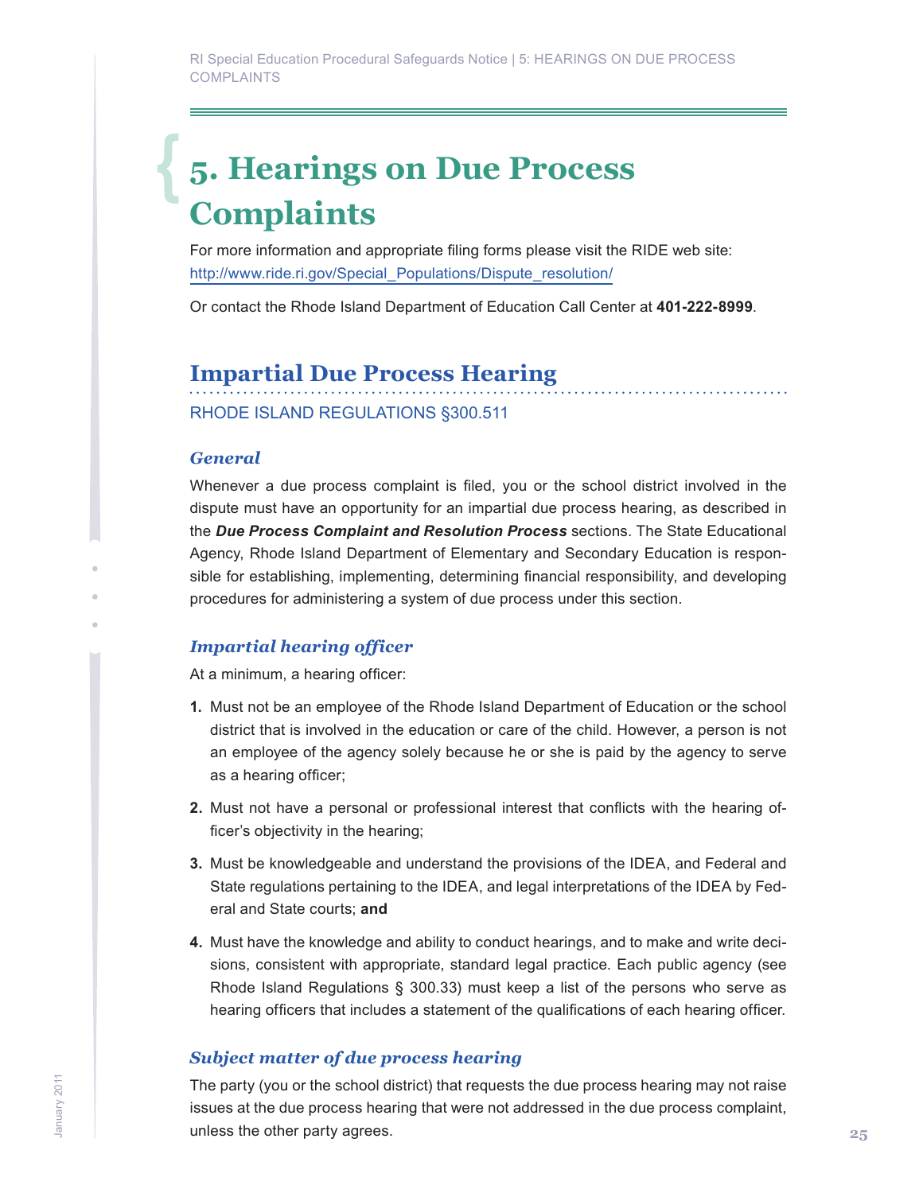# 5. Hearings on Due Process Complaints

For more information and appropriate filing forms please visit the RIDE web site: http://www.ride.ri.gov/Special_Populations/Dispute_resolution/

Or contact the Rhode Island Department of Education Call Center at **401-222-8999**.

## Impartial Due Process Hearing

RHODE ISLAND REGULATIONS §300.511

### *General*

Whenever a due process complaint is filed, you or the school district involved in the dispute must have an opportunity for an impartial due process hearing, as described in the ***Due Process Complaint and Resolution Process*** sections. The State Educational Agency, Rhode Island Department of Elementary and Secondary Education is responsible for establishing, implementing, determining financial responsibility, and developing procedures for administering a system of due process under this section.

### *Impartial hearing officer*

At a minimum, a hearing officer:

1. Must not be an employee of the Rhode Island Department of Education or the school district that is involved in the education or care of the child. However, a person is not an employee of the agency solely because he or she is paid by the agency to serve as a hearing officer;
2. Must not have a personal or professional interest that conflicts with the hearing officer's objectivity in the hearing;
3. Must be knowledgeable and understand the provisions of the IDEA, and Federal and State regulations pertaining to the IDEA, and legal interpretations of the IDEA by Federal and State courts; **and**
4. Must have the knowledge and ability to conduct hearings, and to make and write decisions, consistent with appropriate, standard legal practice. Each public agency (see Rhode Island Regulations § 300.33) must keep a list of the persons who serve as hearing officers that includes a statement of the qualifications of each hearing officer.

### *Subject matter of due process hearing*

The party (you or the school district) that requests the due process hearing may not raise issues at the due process hearing that were not addressed in the due process complaint, unless the other party agrees.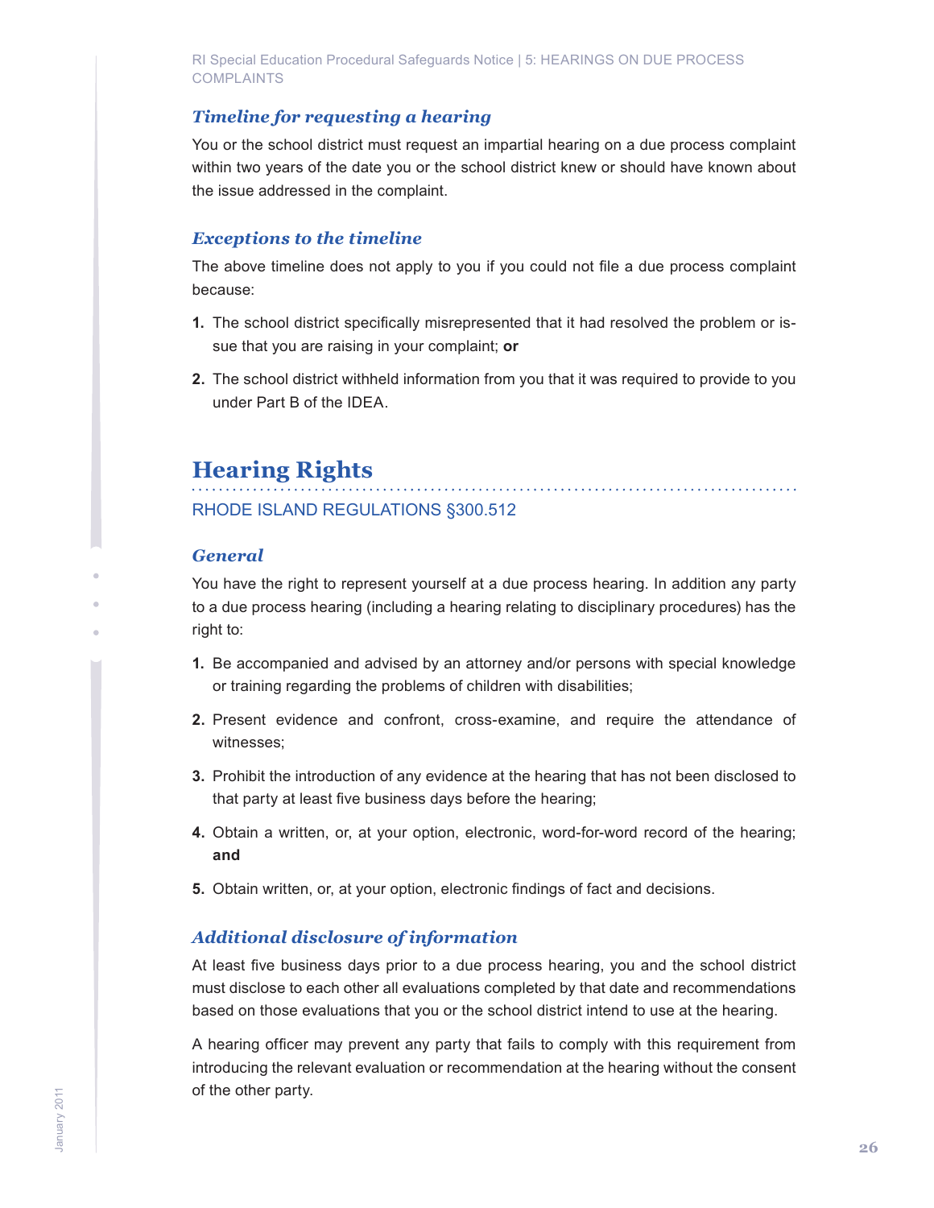### *Timeline for requesting a hearing*

You or the school district must request an impartial hearing on a due process complaint within two years of the date you or the school district knew or should have known about the issue addressed in the complaint.

### *Exceptions to the timeline*

The above timeline does not apply to you if you could not file a due process complaint because:

1. The school district specifically misrepresented that it had resolved the problem or issue that you are raising in your complaint; **or**
2. The school district withheld information from you that it was required to provide to you under Part B of the IDEA.

## Hearing Rights

RHODE ISLAND REGULATIONS §300.512

### *General*

You have the right to represent yourself at a due process hearing. In addition any party to a due process hearing (including a hearing relating to disciplinary procedures) has the right to:

1. Be accompanied and advised by an attorney and/or persons with special knowledge or training regarding the problems of children with disabilities;
2. Present evidence and confront, cross-examine, and require the attendance of witnesses;
3. Prohibit the introduction of any evidence at the hearing that has not been disclosed to that party at least five business days before the hearing;
4. Obtain a written, or, at your option, electronic, word-for-word record of the hearing; **and**
5. Obtain written, or, at your option, electronic findings of fact and decisions.

### *Additional disclosure of information*

At least five business days prior to a due process hearing, you and the school district must disclose to each other all evaluations completed by that date and recommendations based on those evaluations that you or the school district intend to use at the hearing.

A hearing officer may prevent any party that fails to comply with this requirement from introducing the relevant evaluation or recommendation at the hearing without the consent of the other party.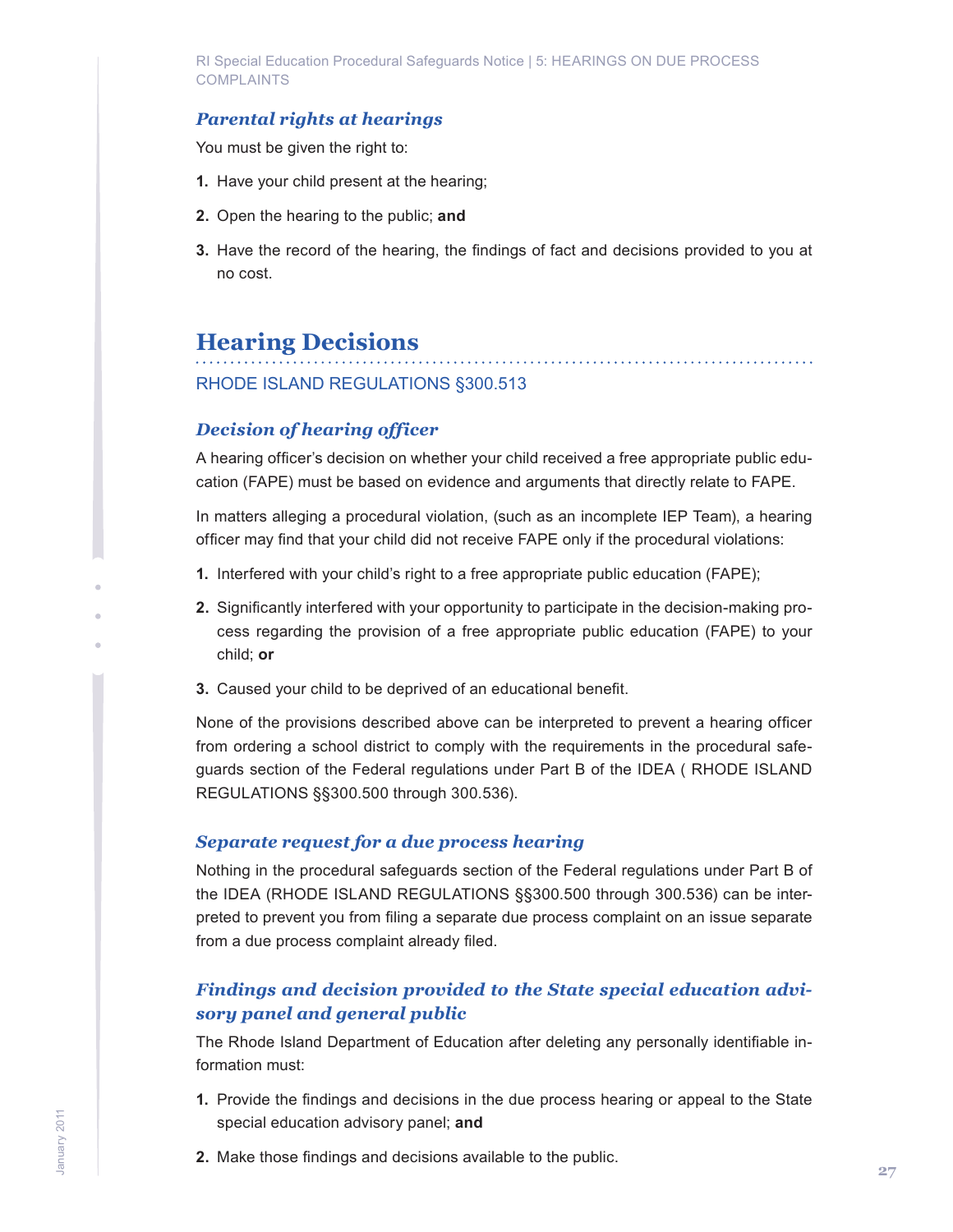### *Parental rights at hearings*

You must be given the right to:

1. Have your child present at the hearing;
2. Open the hearing to the public; **and**
3. Have the record of the hearing, the findings of fact and decisions provided to you at no cost.

## Hearing Decisions

RHODE ISLAND REGULATIONS §300.513

### *Decision of hearing officer*

A hearing officer's decision on whether your child received a free appropriate public education (FAPE) must be based on evidence and arguments that directly relate to FAPE.

In matters alleging a procedural violation, (such as an incomplete IEP Team), a hearing officer may find that your child did not receive FAPE only if the procedural violations:

1. Interfered with your child's right to a free appropriate public education (FAPE);
2. Significantly interfered with your opportunity to participate in the decision-making process regarding the provision of a free appropriate public education (FAPE) to your child; **or**
3. Caused your child to be deprived of an educational benefit.

None of the provisions described above can be interpreted to prevent a hearing officer from ordering a school district to comply with the requirements in the procedural safeguards section of the Federal regulations under Part B of the IDEA ( RHODE ISLAND REGULATIONS §§300.500 through 300.536).

### *Separate request for a due process hearing*

Nothing in the procedural safeguards section of the Federal regulations under Part B of the IDEA (RHODE ISLAND REGULATIONS §§300.500 through 300.536) can be interpreted to prevent you from filing a separate due process complaint on an issue separate from a due process complaint already filed.

### *Findings and decision provided to the State special education advisory panel and general public*

The Rhode Island Department of Education after deleting any personally identifiable information must:

1. Provide the findings and decisions in the due process hearing or appeal to the State special education advisory panel; **and**
2. Make those findings and decisions available to the public.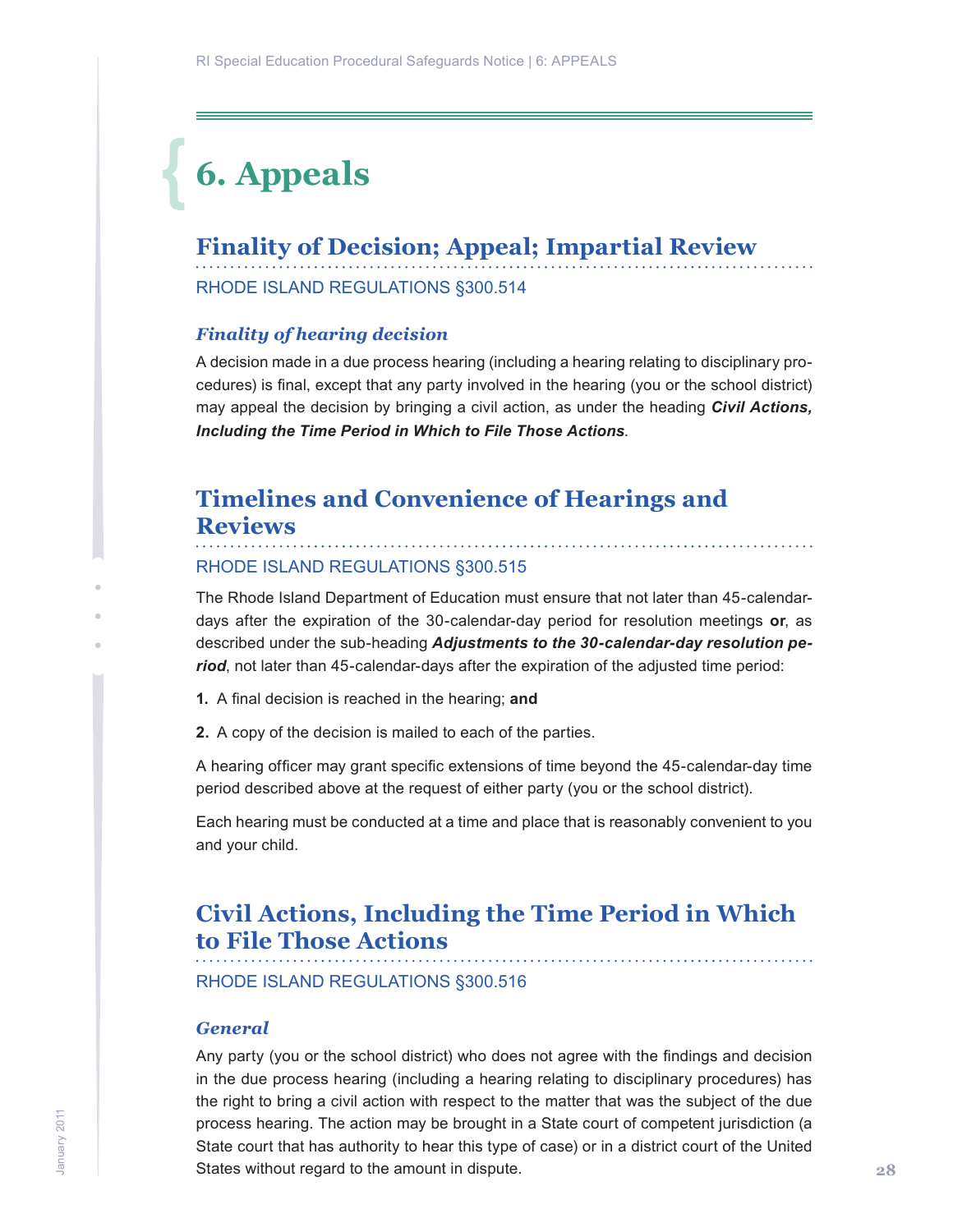# 6. Appeals

## Finality of Decision; Appeal; Impartial Review

RHODE ISLAND REGULATIONS §300.514

### *Finality of hearing decision*

A decision made in a due process hearing (including a hearing relating to disciplinary procedures) is final, except that any party involved in the hearing (you or the school district) may appeal the decision by bringing a civil action, as under the heading ***Civil Actions, Including the Time Period in Which to File Those Actions***.

## Timelines and Convenience of Hearings and Reviews

RHODE ISLAND REGULATIONS §300.515

The Rhode Island Department of Education must ensure that not later than 45-calendar-days after the expiration of the 30-calendar-day period for resolution meetings **or**, as described under the sub-heading ***Adjustments to the 30-calendar-day resolution period***, not later than 45-calendar-days after the expiration of the adjusted time period:

1. A final decision is reached in the hearing; **and**
2. A copy of the decision is mailed to each of the parties.

A hearing officer may grant specific extensions of time beyond the 45-calendar-day time period described above at the request of either party (you or the school district).

Each hearing must be conducted at a time and place that is reasonably convenient to you and your child.

## Civil Actions, Including the Time Period in Which to File Those Actions

RHODE ISLAND REGULATIONS §300.516

### *General*

Any party (you or the school district) who does not agree with the findings and decision in the due process hearing (including a hearing relating to disciplinary procedures) has the right to bring a civil action with respect to the matter that was the subject of the due process hearing. The action may be brought in a State court of competent jurisdiction (a State court that has authority to hear this type of case) or in a district court of the United States without regard to the amount in dispute.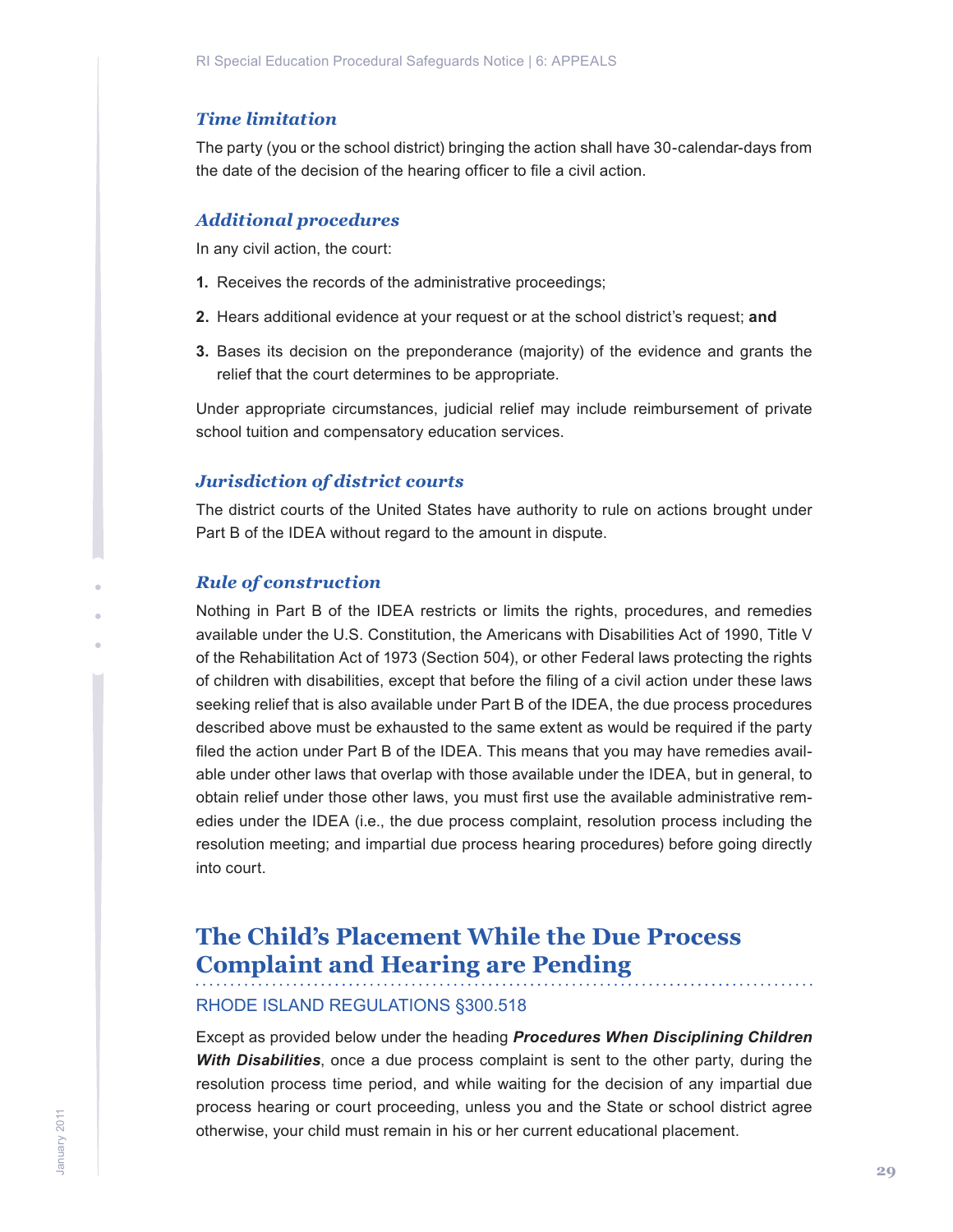### *Time limitation*

The party (you or the school district) bringing the action shall have 30-calendar-days from the date of the decision of the hearing officer to file a civil action.

### *Additional procedures*

In any civil action, the court:

1. Receives the records of the administrative proceedings;
2. Hears additional evidence at your request or at the school district's request; **and**
3. Bases its decision on the preponderance (majority) of the evidence and grants the relief that the court determines to be appropriate.

Under appropriate circumstances, judicial relief may include reimbursement of private school tuition and compensatory education services.

### *Jurisdiction of district courts*

The district courts of the United States have authority to rule on actions brought under Part B of the IDEA without regard to the amount in dispute.

### *Rule of construction*

Nothing in Part B of the IDEA restricts or limits the rights, procedures, and remedies available under the U.S. Constitution, the Americans with Disabilities Act of 1990, Title V of the Rehabilitation Act of 1973 (Section 504), or other Federal laws protecting the rights of children with disabilities, except that before the filing of a civil action under these laws seeking relief that is also available under Part B of the IDEA, the due process procedures described above must be exhausted to the same extent as would be required if the party filed the action under Part B of the IDEA. This means that you may have remedies available under other laws that overlap with those available under the IDEA, but in general, to obtain relief under those other laws, you must first use the available administrative remedies under the IDEA (i.e., the due process complaint, resolution process including the resolution meeting; and impartial due process hearing procedures) before going directly into court.

## The Child's Placement While the Due Process Complaint and Hearing are Pending

RHODE ISLAND REGULATIONS §300.518

Except as provided below under the heading ***Procedures When Disciplining Children With Disabilities***, once a due process complaint is sent to the other party, during the resolution process time period, and while waiting for the decision of any impartial due process hearing or court proceeding, unless you and the State or school district agree otherwise, your child must remain in his or her current educational placement.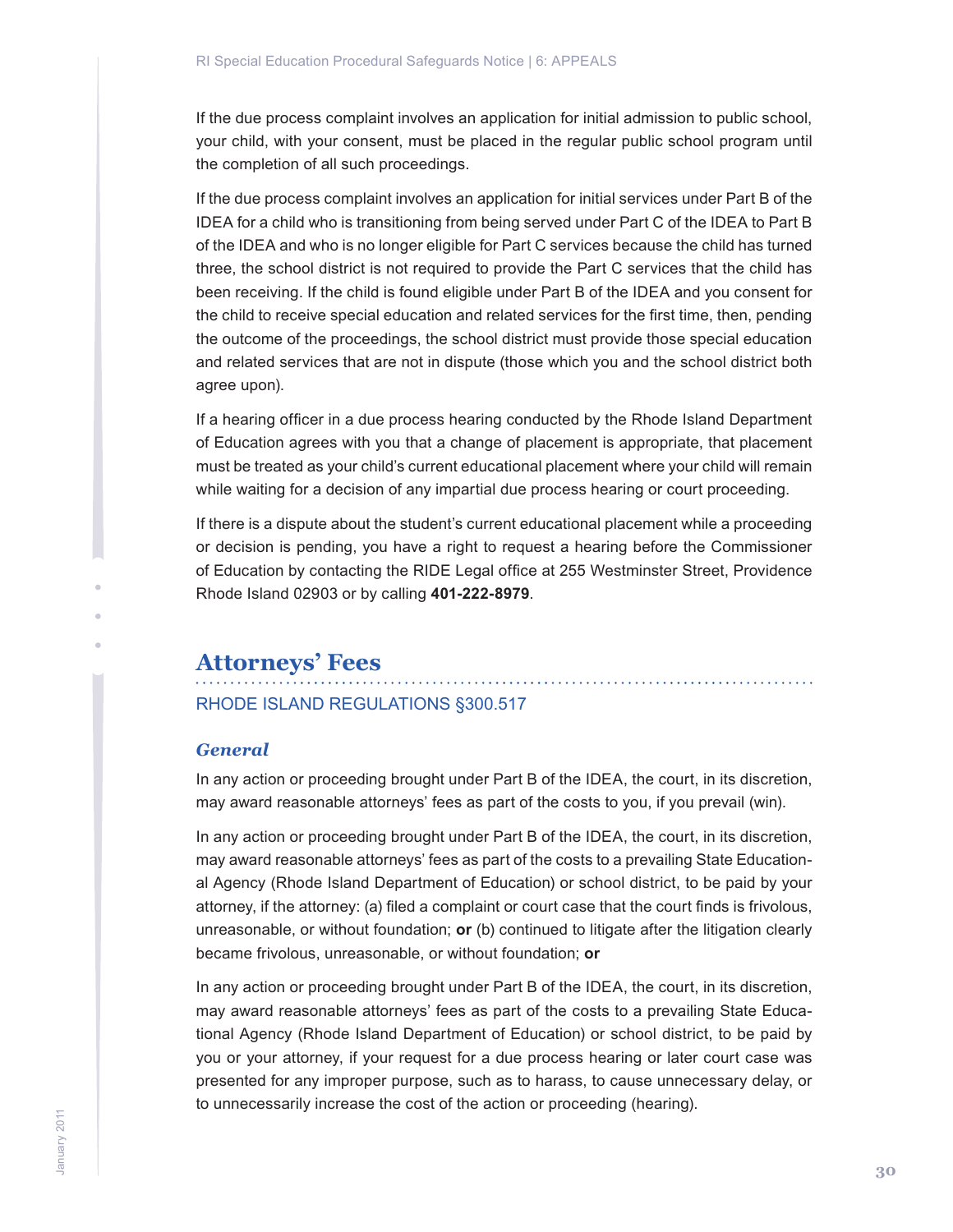If the due process complaint involves an application for initial admission to public school, your child, with your consent, must be placed in the regular public school program until the completion of all such proceedings.

If the due process complaint involves an application for initial services under Part B of the IDEA for a child who is transitioning from being served under Part C of the IDEA to Part B of the IDEA and who is no longer eligible for Part C services because the child has turned three, the school district is not required to provide the Part C services that the child has been receiving. If the child is found eligible under Part B of the IDEA and you consent for the child to receive special education and related services for the first time, then, pending the outcome of the proceedings, the school district must provide those special education and related services that are not in dispute (those which you and the school district both agree upon).

If a hearing officer in a due process hearing conducted by the Rhode Island Department of Education agrees with you that a change of placement is appropriate, that placement must be treated as your child's current educational placement where your child will remain while waiting for a decision of any impartial due process hearing or court proceeding.

If there is a dispute about the student's current educational placement while a proceeding or decision is pending, you have a right to request a hearing before the Commissioner of Education by contacting the RIDE Legal office at 255 Westminster Street, Providence Rhode Island 02903 or by calling **401-222-8979**.

## Attorneys' Fees

RHODE ISLAND REGULATIONS §300.517

### *General*

In any action or proceeding brought under Part B of the IDEA, the court, in its discretion, may award reasonable attorneys' fees as part of the costs to you, if you prevail (win).

In any action or proceeding brought under Part B of the IDEA, the court, in its discretion, may award reasonable attorneys' fees as part of the costs to a prevailing State Educational Agency (Rhode Island Department of Education) or school district, to be paid by your attorney, if the attorney: (a) filed a complaint or court case that the court finds is frivolous, unreasonable, or without foundation; **or** (b) continued to litigate after the litigation clearly became frivolous, unreasonable, or without foundation; **or**

In any action or proceeding brought under Part B of the IDEA, the court, in its discretion, may award reasonable attorneys' fees as part of the costs to a prevailing State Educational Agency (Rhode Island Department of Education) or school district, to be paid by you or your attorney, if your request for a due process hearing or later court case was presented for any improper purpose, such as to harass, to cause unnecessary delay, or to unnecessarily increase the cost of the action or proceeding (hearing).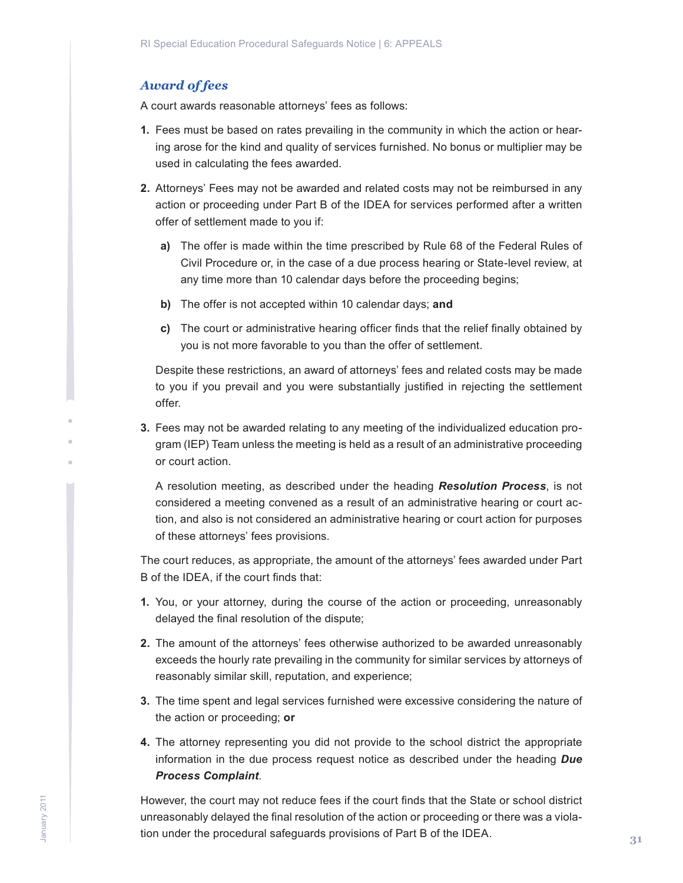### *Award of fees*

A court awards reasonable attorneys' fees as follows:

1. Fees must be based on rates prevailing in the community in which the action or hearing arose for the kind and quality of services furnished. No bonus or multiplier may be used in calculating the fees awarded.

2. Attorneys' Fees may not be awarded and related costs may not be reimbursed in any action or proceeding under Part B of the IDEA for services performed after a written offer of settlement made to you if:

   a) The offer is made within the time prescribed by Rule 68 of the Federal Rules of Civil Procedure or, in the case of a due process hearing or State-level review, at any time more than 10 calendar days before the proceeding begins;

   b) The offer is not accepted within 10 calendar days; **and**

   c) The court or administrative hearing officer finds that the relief finally obtained by you is not more favorable to you than the offer of settlement.

   Despite these restrictions, an award of attorneys' fees and related costs may be made to you if you prevail and you were substantially justified in rejecting the settlement offer.

3. Fees may not be awarded relating to any meeting of the individualized education program (IEP) Team unless the meeting is held as a result of an administrative proceeding or court action.

   A resolution meeting, as described under the heading ***Resolution Process***, is not considered a meeting convened as a result of an administrative hearing or court action, and also is not considered an administrative hearing or court action for purposes of these attorneys' fees provisions.

The court reduces, as appropriate, the amount of the attorneys' fees awarded under Part B of the IDEA, if the court finds that:

1. You, or your attorney, during the course of the action or proceeding, unreasonably delayed the final resolution of the dispute;

2. The amount of the attorneys' fees otherwise authorized to be awarded unreasonably exceeds the hourly rate prevailing in the community for similar services by attorneys of reasonably similar skill, reputation, and experience;

3. The time spent and legal services furnished were excessive considering the nature of the action or proceeding; **or**

4. The attorney representing you did not provide to the school district the appropriate information in the due process request notice as described under the heading ***Due Process Complaint***.

However, the court may not reduce fees if the court finds that the State or school district unreasonably delayed the final resolution of the action or proceeding or there was a violation under the procedural safeguards provisions of Part B of the IDEA.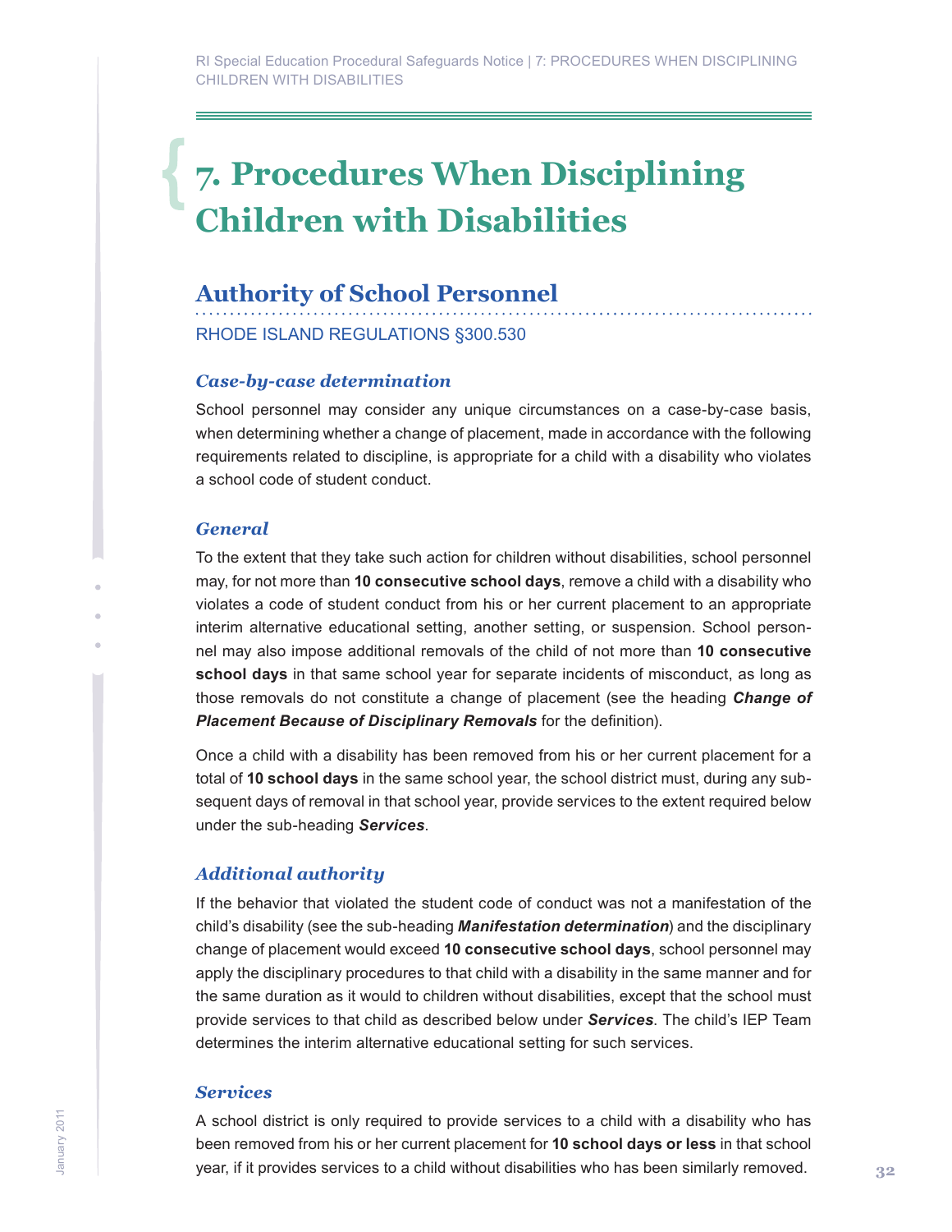# 7. Procedures When Disciplining Children with Disabilities

## Authority of School Personnel

RHODE ISLAND REGULATIONS §300.530

### *Case-by-case determination*

School personnel may consider any unique circumstances on a case-by-case basis, when determining whether a change of placement, made in accordance with the following requirements related to discipline, is appropriate for a child with a disability who violates a school code of student conduct.

### *General*

To the extent that they take such action for children without disabilities, school personnel may, for not more than **10 consecutive school days**, remove a child with a disability who violates a code of student conduct from his or her current placement to an appropriate interim alternative educational setting, another setting, or suspension. School personnel may also impose additional removals of the child of not more than **10 consecutive school days** in that same school year for separate incidents of misconduct, as long as those removals do not constitute a change of placement (see the heading ***Change of Placement Because of Disciplinary Removals*** for the definition).

Once a child with a disability has been removed from his or her current placement for a total of **10 school days** in the same school year, the school district must, during any subsequent days of removal in that school year, provide services to the extent required below under the sub-heading ***Services***.

### *Additional authority*

If the behavior that violated the student code of conduct was not a manifestation of the child's disability (see the sub-heading ***Manifestation determination***) and the disciplinary change of placement would exceed **10 consecutive school days**, school personnel may apply the disciplinary procedures to that child with a disability in the same manner and for the same duration as it would to children without disabilities, except that the school must provide services to that child as described below under ***Services***. The child's IEP Team determines the interim alternative educational setting for such services.

### *Services*

A school district is only required to provide services to a child with a disability who has been removed from his or her current placement for **10 school days or less** in that school year, if it provides services to a child without disabilities who has been similarly removed.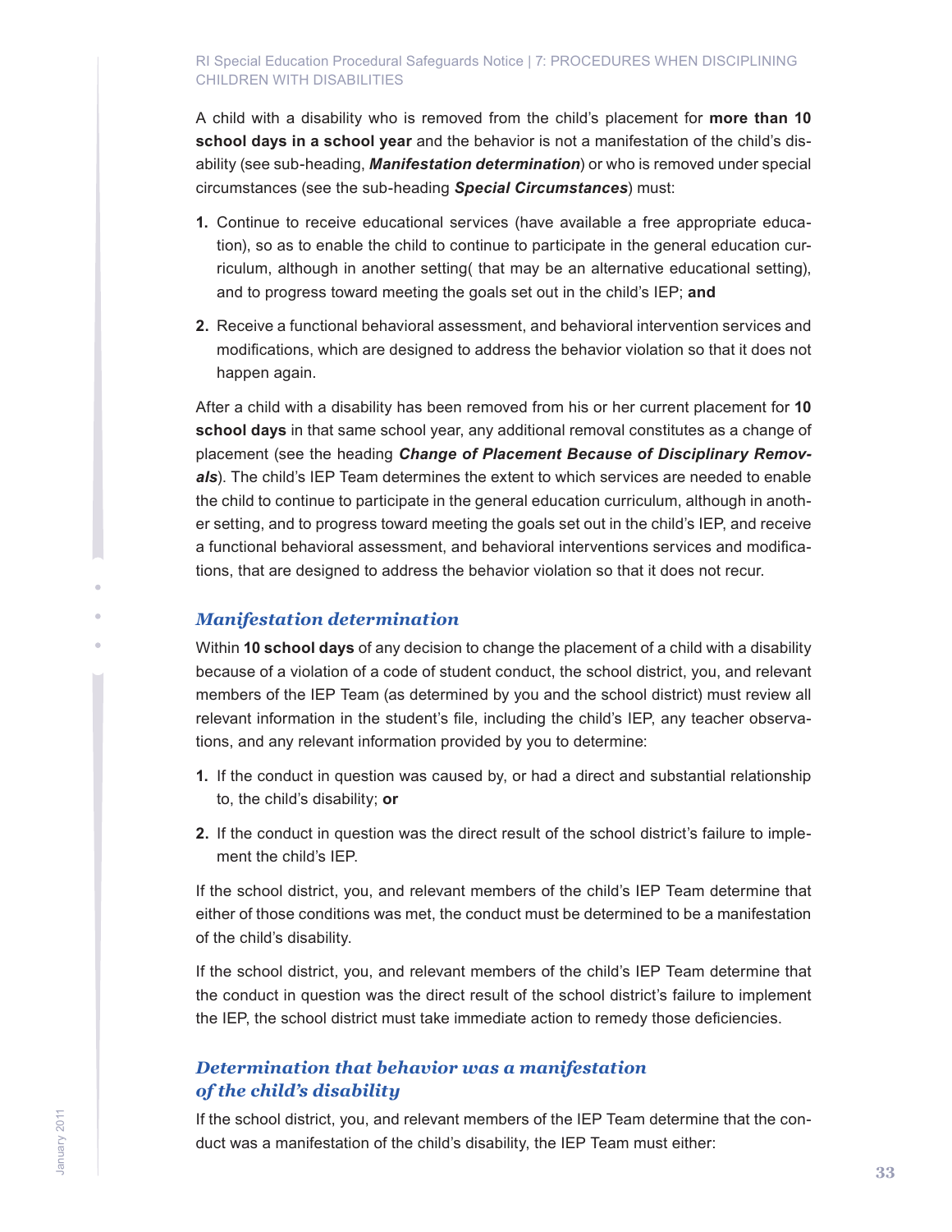A child with a disability who is removed from the child's placement for **more than 10 school days in a school year** and the behavior is not a manifestation of the child's disability (see sub-heading, ***Manifestation determination***) or who is removed under special circumstances (see the sub-heading ***Special Circumstances***) must:

1. Continue to receive educational services (have available a free appropriate education), so as to enable the child to continue to participate in the general education curriculum, although in another setting( that may be an alternative educational setting), and to progress toward meeting the goals set out in the child's IEP; **and**
2. Receive a functional behavioral assessment, and behavioral intervention services and modifications, which are designed to address the behavior violation so that it does not happen again.

After a child with a disability has been removed from his or her current placement for **10 school days** in that same school year, any additional removal constitutes as a change of placement (see the heading ***Change of Placement Because of Disciplinary Removals***). The child's IEP Team determines the extent to which services are needed to enable the child to continue to participate in the general education curriculum, although in another setting, and to progress toward meeting the goals set out in the child's IEP, and receive a functional behavioral assessment, and behavioral interventions services and modifications, that are designed to address the behavior violation so that it does not recur.

### *Manifestation determination*

Within **10 school days** of any decision to change the placement of a child with a disability because of a violation of a code of student conduct, the school district, you, and relevant members of the IEP Team (as determined by you and the school district) must review all relevant information in the student's file, including the child's IEP, any teacher observations, and any relevant information provided by you to determine:

1. If the conduct in question was caused by, or had a direct and substantial relationship to, the child's disability; **or**
2. If the conduct in question was the direct result of the school district's failure to implement the child's IEP.

If the school district, you, and relevant members of the child's IEP Team determine that either of those conditions was met, the conduct must be determined to be a manifestation of the child's disability.

If the school district, you, and relevant members of the child's IEP Team determine that the conduct in question was the direct result of the school district's failure to implement the IEP, the school district must take immediate action to remedy those deficiencies.

### *Determination that behavior was a manifestation of the child's disability*

If the school district, you, and relevant members of the IEP Team determine that the conduct was a manifestation of the child's disability, the IEP Team must either: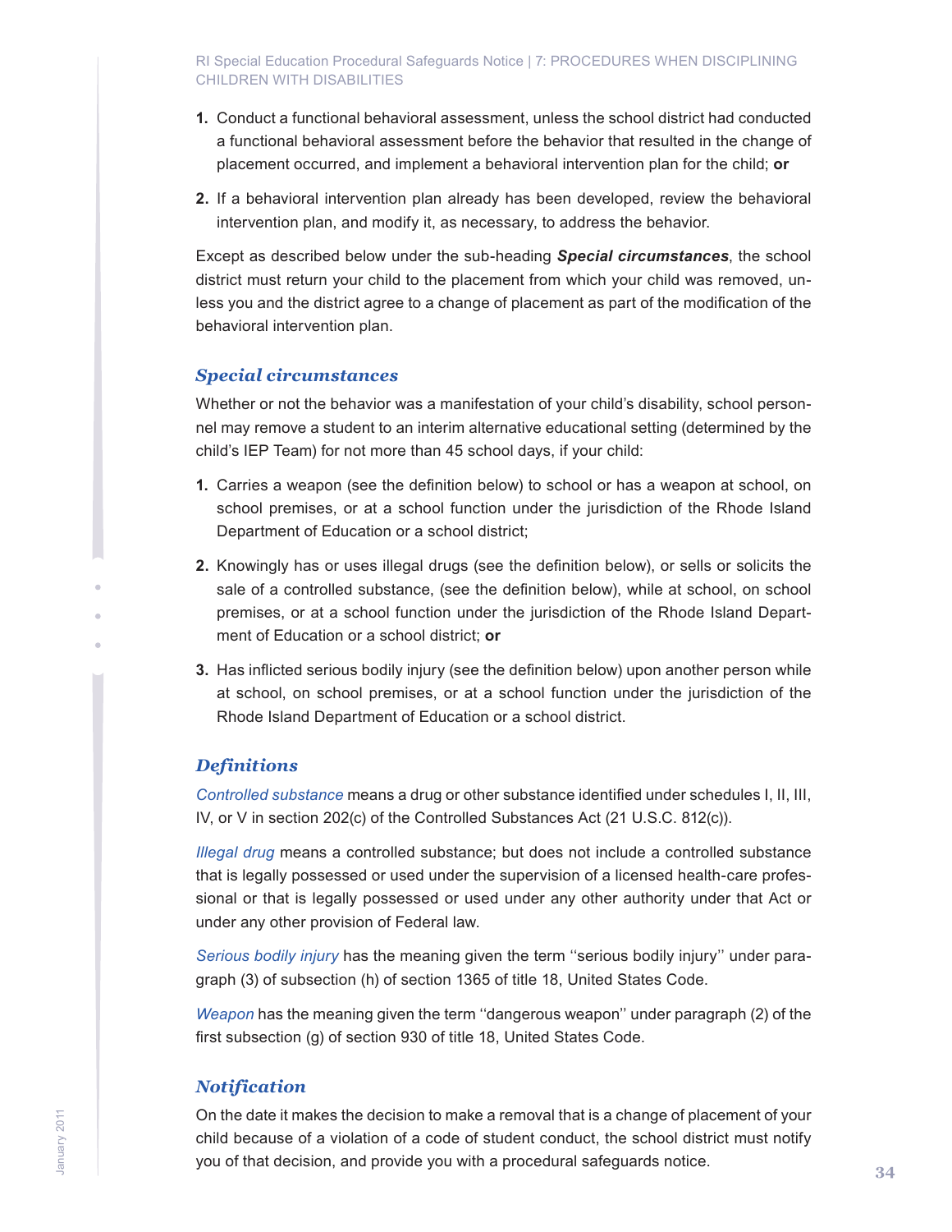1. Conduct a functional behavioral assessment, unless the school district had conducted a functional behavioral assessment before the behavior that resulted in the change of placement occurred, and implement a behavioral intervention plan for the child; **or**

2. If a behavioral intervention plan already has been developed, review the behavioral intervention plan, and modify it, as necessary, to address the behavior.

Except as described below under the sub-heading ***Special circumstances***, the school district must return your child to the placement from which your child was removed, unless you and the district agree to a change of placement as part of the modification of the behavioral intervention plan.

### *Special circumstances*

Whether or not the behavior was a manifestation of your child's disability, school personnel may remove a student to an interim alternative educational setting (determined by the child's IEP Team) for not more than 45 school days, if your child:

1. Carries a weapon (see the definition below) to school or has a weapon at school, on school premises, or at a school function under the jurisdiction of the Rhode Island Department of Education or a school district;

2. Knowingly has or uses illegal drugs (see the definition below), or sells or solicits the sale of a controlled substance, (see the definition below), while at school, on school premises, or at a school function under the jurisdiction of the Rhode Island Department of Education or a school district; **or**

3. Has inflicted serious bodily injury (see the definition below) upon another person while at school, on school premises, or at a school function under the jurisdiction of the Rhode Island Department of Education or a school district.

### *Definitions*

*Controlled substance* means a drug or other substance identified under schedules I, II, III, IV, or V in section 202(c) of the Controlled Substances Act (21 U.S.C. 812(c)).

*Illegal drug* means a controlled substance; but does not include a controlled substance that is legally possessed or used under the supervision of a licensed health-care professional or that is legally possessed or used under any other authority under that Act or under any other provision of Federal law.

*Serious bodily injury* has the meaning given the term ''serious bodily injury'' under paragraph (3) of subsection (h) of section 1365 of title 18, United States Code.

*Weapon* has the meaning given the term ''dangerous weapon'' under paragraph (2) of the first subsection (g) of section 930 of title 18, United States Code.

### *Notification*

On the date it makes the decision to make a removal that is a change of placement of your child because of a violation of a code of student conduct, the school district must notify you of that decision, and provide you with a procedural safeguards notice.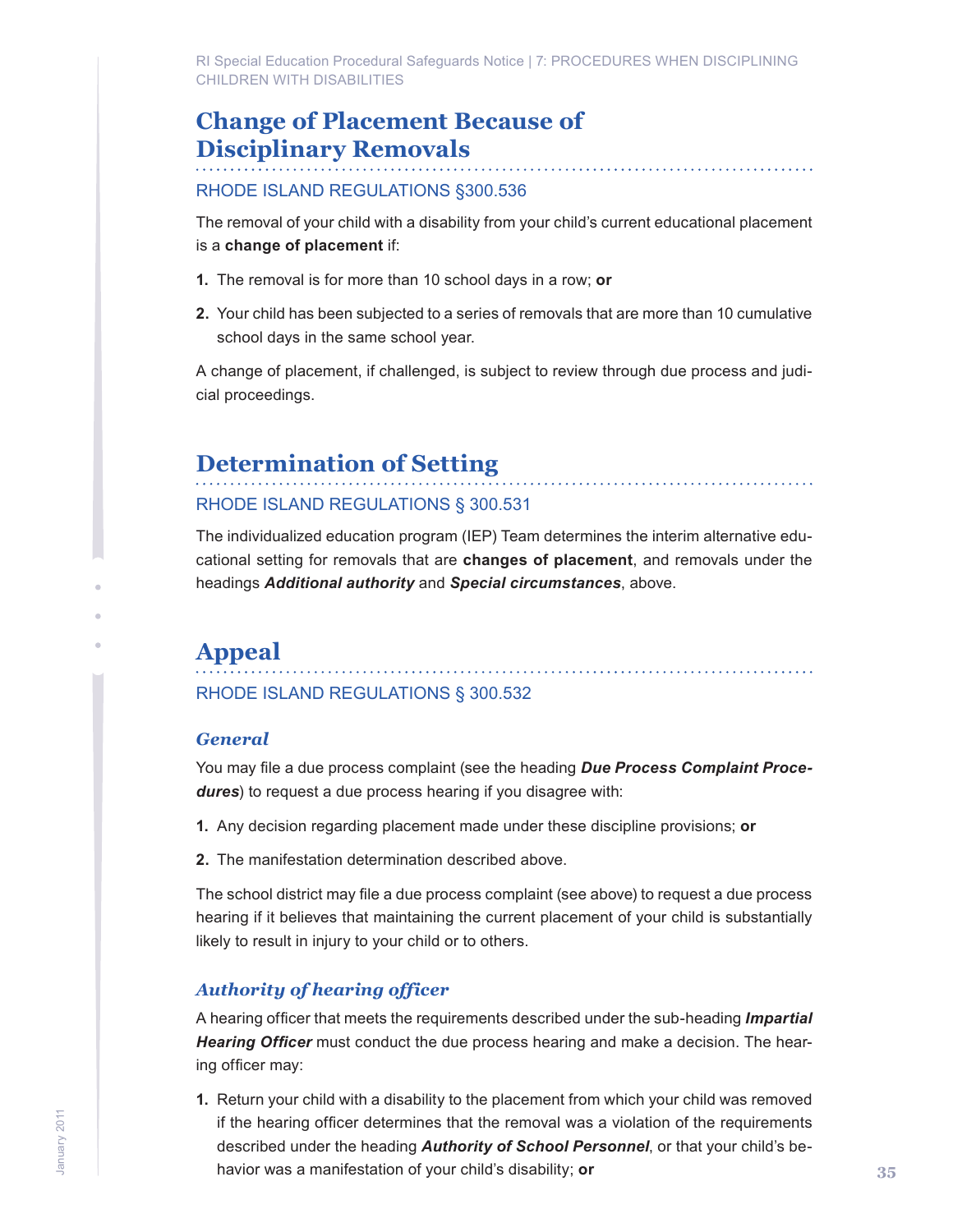## Change of Placement Because of Disciplinary Removals

RHODE ISLAND REGULATIONS §300.536

The removal of your child with a disability from your child's current educational placement is a **change of placement** if:

1. The removal is for more than 10 school days in a row; **or**
2. Your child has been subjected to a series of removals that are more than 10 cumulative school days in the same school year.

A change of placement, if challenged, is subject to review through due process and judicial proceedings.

## Determination of Setting

RHODE ISLAND REGULATIONS § 300.531

The individualized education program (IEP) Team determines the interim alternative educational setting for removals that are **changes of placement**, and removals under the headings ***Additional authority*** and ***Special circumstances***, above.

## Appeal

RHODE ISLAND REGULATIONS § 300.532

### *General*

You may file a due process complaint (see the heading ***Due Process Complaint Procedures***) to request a due process hearing if you disagree with:

1. Any decision regarding placement made under these discipline provisions; **or**
2. The manifestation determination described above.

The school district may file a due process complaint (see above) to request a due process hearing if it believes that maintaining the current placement of your child is substantially likely to result in injury to your child or to others.

### *Authority of hearing officer*

A hearing officer that meets the requirements described under the sub-heading ***Impartial Hearing Officer*** must conduct the due process hearing and make a decision. The hearing officer may:

1. Return your child with a disability to the placement from which your child was removed if the hearing officer determines that the removal was a violation of the requirements described under the heading ***Authority of School Personnel***, or that your child's behavior was a manifestation of your child's disability; **or**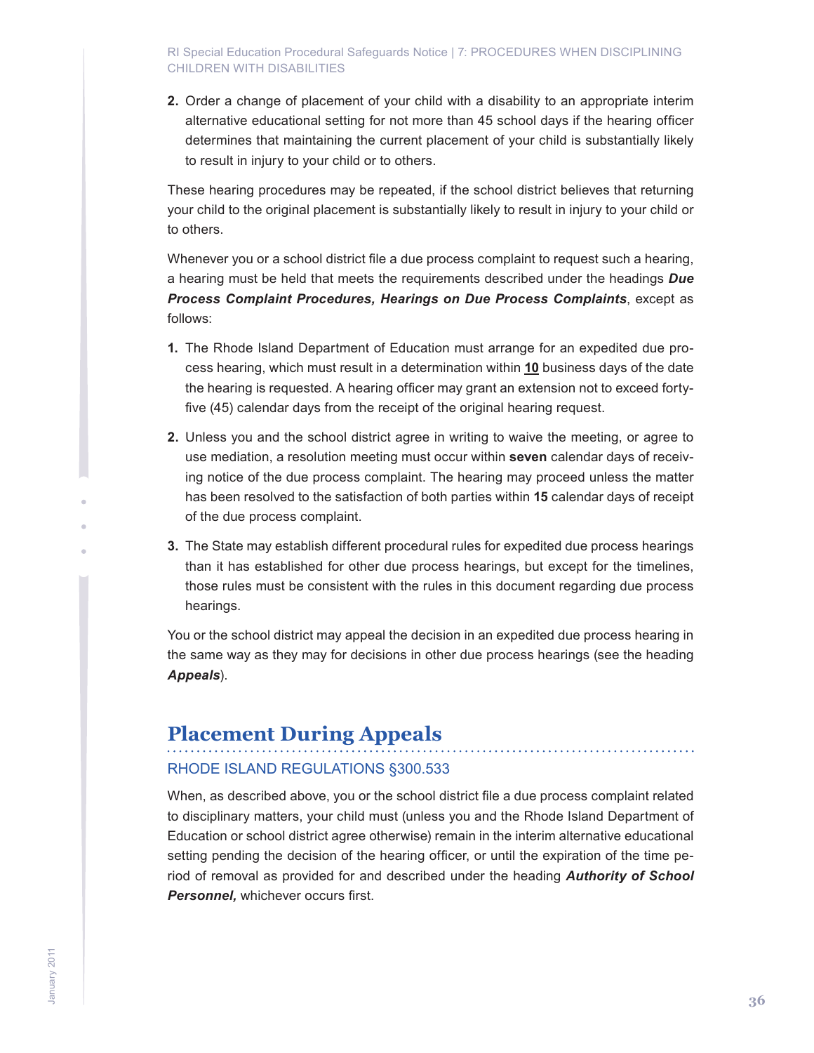2. Order a change of placement of your child with a disability to an appropriate interim alternative educational setting for not more than 45 school days if the hearing officer determines that maintaining the current placement of your child is substantially likely to result in injury to your child or to others.

These hearing procedures may be repeated, if the school district believes that returning your child to the original placement is substantially likely to result in injury to your child or to others.

Whenever you or a school district file a due process complaint to request such a hearing, a hearing must be held that meets the requirements described under the headings ***Due Process Complaint Procedures, Hearings on Due Process Complaints***, except as follows:

1. The Rhode Island Department of Education must arrange for an expedited due process hearing, which must result in a determination within **10** business days of the date the hearing is requested. A hearing officer may grant an extension not to exceed forty-five (45) calendar days from the receipt of the original hearing request.
2. Unless you and the school district agree in writing to waive the meeting, or agree to use mediation, a resolution meeting must occur within **seven** calendar days of receiving notice of the due process complaint. The hearing may proceed unless the matter has been resolved to the satisfaction of both parties within **15** calendar days of receipt of the due process complaint.
3. The State may establish different procedural rules for expedited due process hearings than it has established for other due process hearings, but except for the timelines, those rules must be consistent with the rules in this document regarding due process hearings.

You or the school district may appeal the decision in an expedited due process hearing in the same way as they may for decisions in other due process hearings (see the heading ***Appeals***).

## Placement During Appeals

### RHODE ISLAND REGULATIONS §300.533

When, as described above, you or the school district file a due process complaint related to disciplinary matters, your child must (unless you and the Rhode Island Department of Education or school district agree otherwise) remain in the interim alternative educational setting pending the decision of the hearing officer, or until the expiration of the time period of removal as provided for and described under the heading ***Authority of School Personnel,*** whichever occurs first.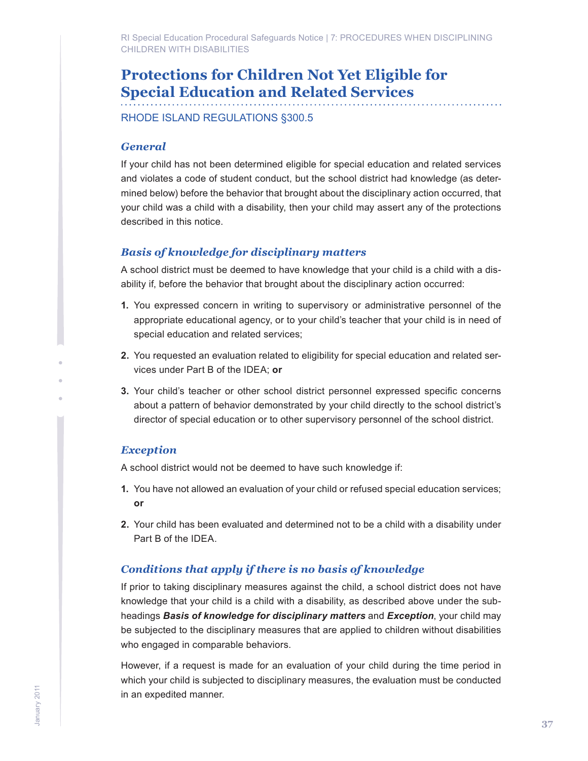## Protections for Children Not Yet Eligible for Special Education and Related Services

RHODE ISLAND REGULATIONS §300.5

### *General*

If your child has not been determined eligible for special education and related services and violates a code of student conduct, but the school district had knowledge (as determined below) before the behavior that brought about the disciplinary action occurred, that your child was a child with a disability, then your child may assert any of the protections described in this notice.

### *Basis of knowledge for disciplinary matters*

A school district must be deemed to have knowledge that your child is a child with a disability if, before the behavior that brought about the disciplinary action occurred:

1. You expressed concern in writing to supervisory or administrative personnel of the appropriate educational agency, or to your child's teacher that your child is in need of special education and related services;
2. You requested an evaluation related to eligibility for special education and related services under Part B of the IDEA; **or**
3. Your child's teacher or other school district personnel expressed specific concerns about a pattern of behavior demonstrated by your child directly to the school district's director of special education or to other supervisory personnel of the school district.

### *Exception*

A school district would not be deemed to have such knowledge if:

1. You have not allowed an evaluation of your child or refused special education services; **or**
2. Your child has been evaluated and determined not to be a child with a disability under Part B of the IDEA.

### *Conditions that apply if there is no basis of knowledge*

If prior to taking disciplinary measures against the child, a school district does not have knowledge that your child is a child with a disability, as described above under the sub-headings ***Basis of knowledge for disciplinary matters*** and ***Exception***, your child may be subjected to the disciplinary measures that are applied to children without disabilities who engaged in comparable behaviors.

However, if a request is made for an evaluation of your child during the time period in which your child is subjected to disciplinary measures, the evaluation must be conducted in an expedited manner.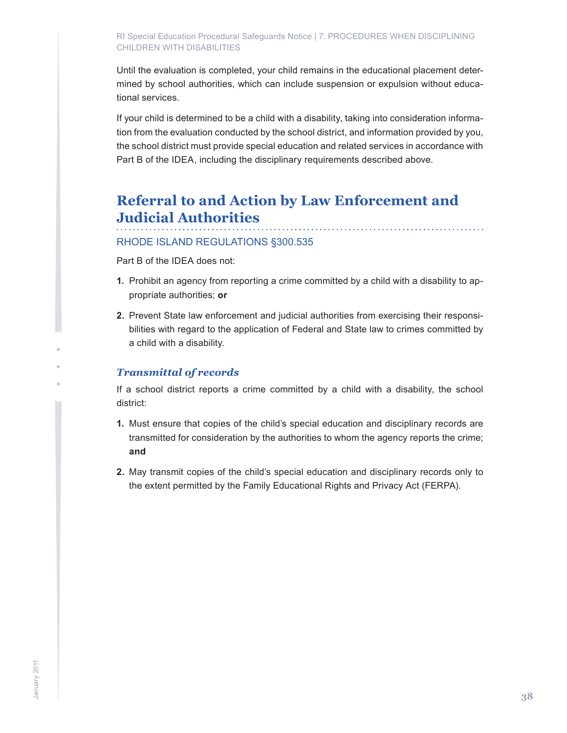Until the evaluation is completed, your child remains in the educational placement determined by school authorities, which can include suspension or expulsion without educational services.

If your child is determined to be a child with a disability, taking into consideration information from the evaluation conducted by the school district, and information provided by you, the school district must provide special education and related services in accordance with Part B of the IDEA, including the disciplinary requirements described above.

## Referral to and Action by Law Enforcement and Judicial Authorities

RHODE ISLAND REGULATIONS §300.535

Part B of the IDEA does not:

1. Prohibit an agency from reporting a crime committed by a child with a disability to appropriate authorities; **or**
2. Prevent State law enforcement and judicial authorities from exercising their responsibilities with regard to the application of Federal and State law to crimes committed by a child with a disability.

### *Transmittal of records*

If a school district reports a crime committed by a child with a disability, the school district:

1. Must ensure that copies of the child's special education and disciplinary records are transmitted for consideration by the authorities to whom the agency reports the crime; **and**
2. May transmit copies of the child's special education and disciplinary records only to the extent permitted by the Family Educational Rights and Privacy Act (FERPA).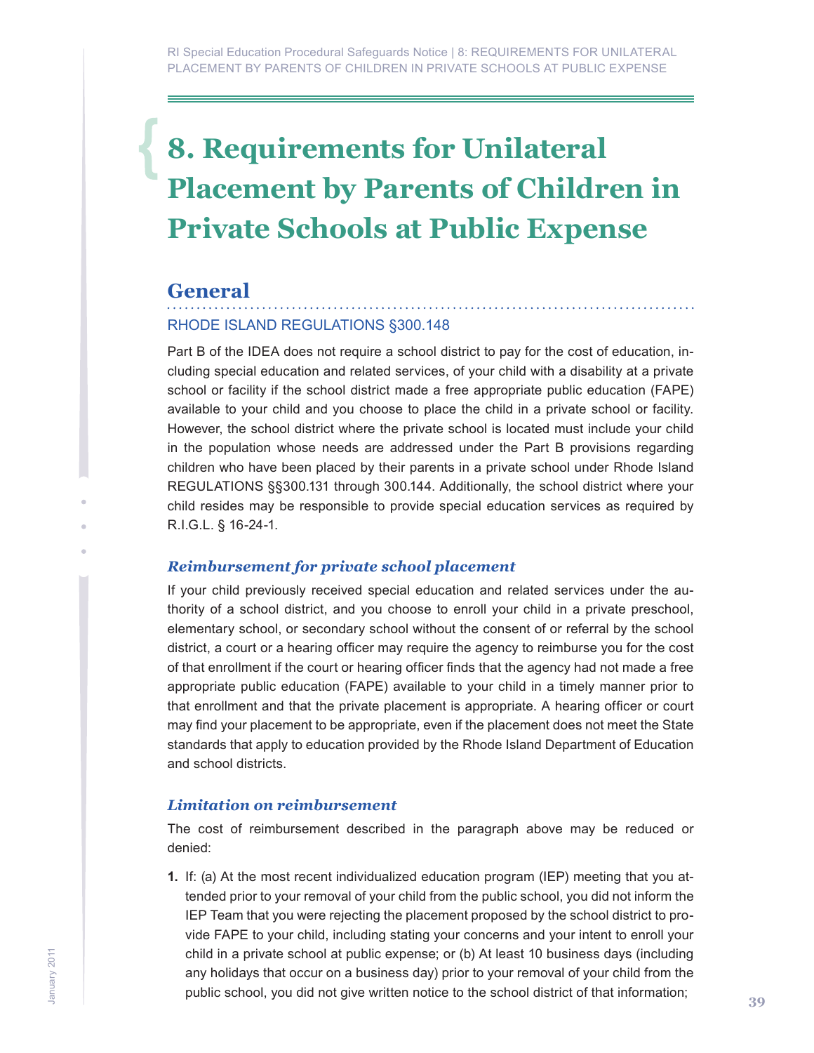# 8. Requirements for Unilateral Placement by Parents of Children in Private Schools at Public Expense

## General

RHODE ISLAND REGULATIONS §300.148

Part B of the IDEA does not require a school district to pay for the cost of education, including special education and related services, of your child with a disability at a private school or facility if the school district made a free appropriate public education (FAPE) available to your child and you choose to place the child in a private school or facility. However, the school district where the private school is located must include your child in the population whose needs are addressed under the Part B provisions regarding children who have been placed by their parents in a private school under Rhode Island REGULATIONS §§300.131 through 300.144. Additionally, the school district where your child resides may be responsible to provide special education services as required by R.I.G.L. § 16-24-1.

### *Reimbursement for private school placement*

If your child previously received special education and related services under the authority of a school district, and you choose to enroll your child in a private preschool, elementary school, or secondary school without the consent of or referral by the school district, a court or a hearing officer may require the agency to reimburse you for the cost of that enrollment if the court or hearing officer finds that the agency had not made a free appropriate public education (FAPE) available to your child in a timely manner prior to that enrollment and that the private placement is appropriate. A hearing officer or court may find your placement to be appropriate, even if the placement does not meet the State standards that apply to education provided by the Rhode Island Department of Education and school districts.

### *Limitation on reimbursement*

The cost of reimbursement described in the paragraph above may be reduced or denied:

1. If: (a) At the most recent individualized education program (IEP) meeting that you attended prior to your removal of your child from the public school, you did not inform the IEP Team that you were rejecting the placement proposed by the school district to provide FAPE to your child, including stating your concerns and your intent to enroll your child in a private school at public expense; or (b) At least 10 business days (including any holidays that occur on a business day) prior to your removal of your child from the public school, you did not give written notice to the school district of that information;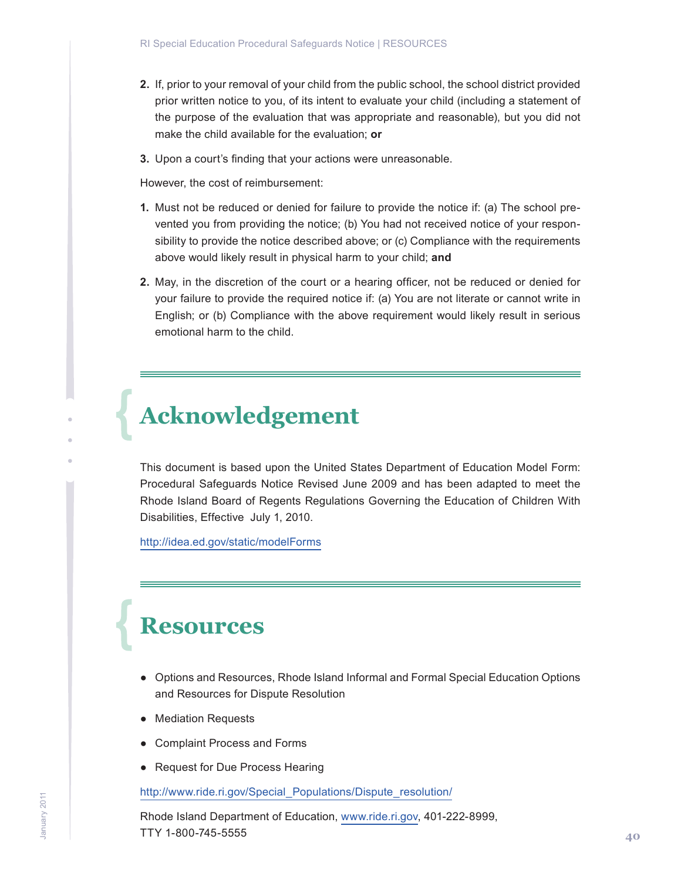2. If, prior to your removal of your child from the public school, the school district provided prior written notice to you, of its intent to evaluate your child (including a statement of the purpose of the evaluation that was appropriate and reasonable), but you did not make the child available for the evaluation; **or**

3. Upon a court's finding that your actions were unreasonable.

However, the cost of reimbursement:

1. Must not be reduced or denied for failure to provide the notice if: (a) The school prevented you from providing the notice; (b) You had not received notice of your responsibility to provide the notice described above; or (c) Compliance with the requirements above would likely result in physical harm to your child; **and**

2. May, in the discretion of the court or a hearing officer, not be reduced or denied for your failure to provide the required notice if: (a) You are not literate or cannot write in English; or (b) Compliance with the above requirement would likely result in serious emotional harm to the child.

# Acknowledgement

This document is based upon the United States Department of Education Model Form: Procedural Safeguards Notice Revised June 2009 and has been adapted to meet the Rhode Island Board of Regents Regulations Governing the Education of Children With Disabilities, Effective July 1, 2010.

http://idea.ed.gov/static/modelForms

# Resources

- Options and Resources, Rhode Island Informal and Formal Special Education Options and Resources for Dispute Resolution
- Mediation Requests
- Complaint Process and Forms
- Request for Due Process Hearing

http://www.ride.ri.gov/Special_Populations/Dispute_resolution/

Rhode Island Department of Education, www.ride.ri.gov, 401-222-8999,
TTY 1-800-745-5555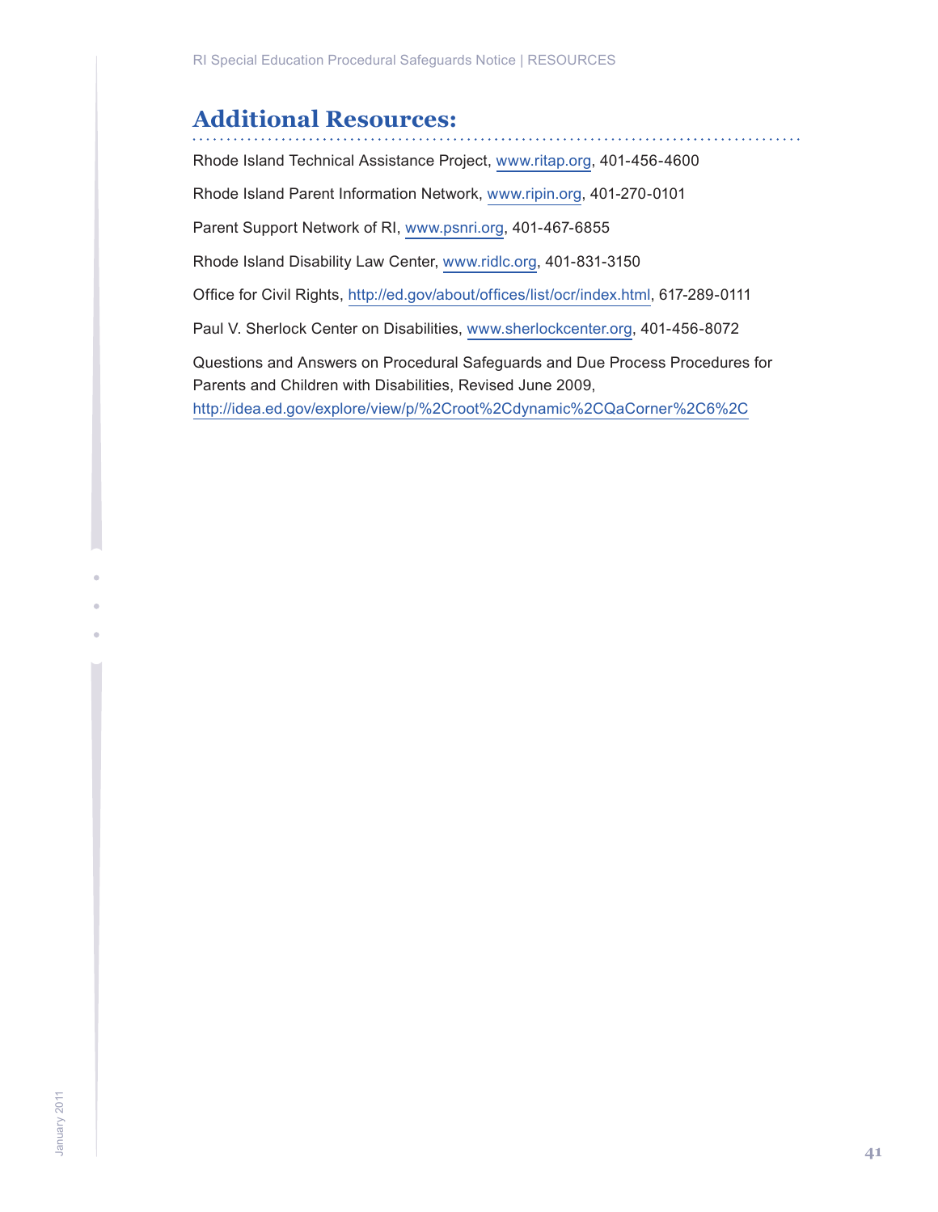## Additional Resources:

Rhode Island Technical Assistance Project, www.ritap.org, 401-456-4600

Rhode Island Parent Information Network, www.ripin.org, 401-270-0101

Parent Support Network of RI, www.psnri.org, 401-467-6855

Rhode Island Disability Law Center, www.ridlc.org, 401-831-3150

Office for Civil Rights, http://ed.gov/about/offices/list/ocr/index.html, 617-289-0111

Paul V. Sherlock Center on Disabilities, www.sherlockcenter.org, 401-456-8072

Questions and Answers on Procedural Safeguards and Due Process Procedures for Parents and Children with Disabilities, Revised June 2009, http://idea.ed.gov/explore/view/p/%2Croot%2Cdynamic%2CQaCorner%2C6%2C